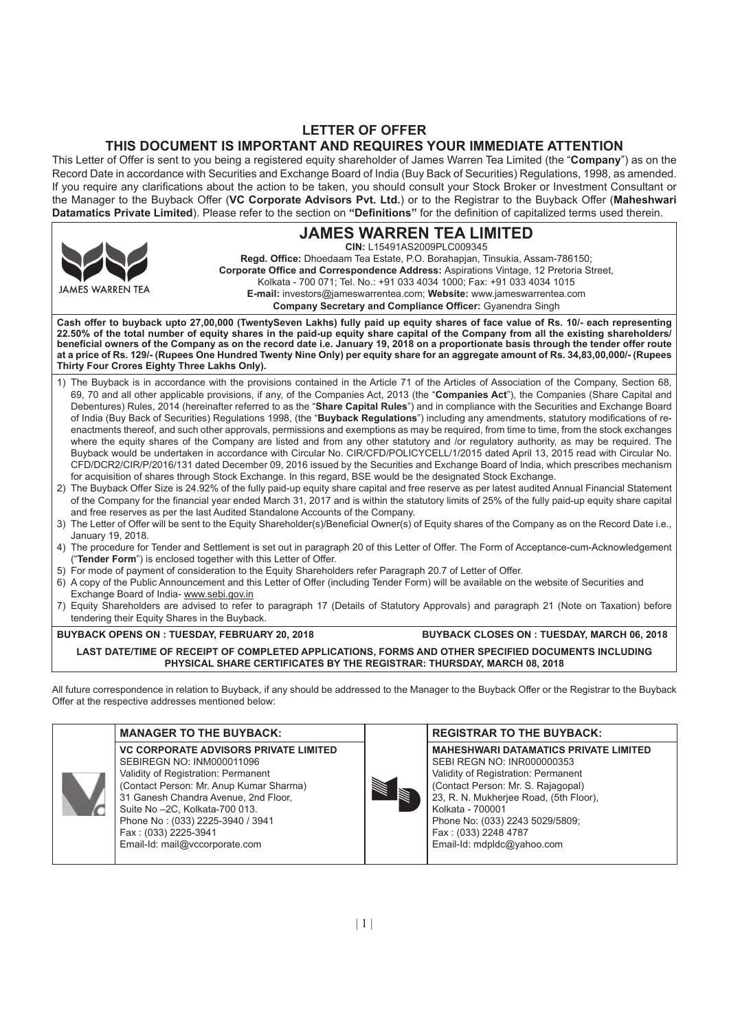# LETTER OF OFFER

## THIS DOCUMENT IS IMPORTANT AND REQUIRES YOUR IMMEDIATE ATTENTION

This Letter of Offer is sent to you being a registered equity shareholder of James Warren Tea Limited (the "**Company**") as on the Record Date in accordance with Securities and Exchange Board of India (Buy Back of Securities) Regulations, 1998, as amended. If you require any clarifications about the action to be taken, you should consult your Stock Broker or Investment Consultant or the Manager to the Buyback Offer (**VC Corporate Advisors Pvt. Ltd.**) or to the Registrar to the Buyback Offer (**Maheshwari Datamatics Private Limited**). Please refer to the section on **"Definitions"** for the definition of capitalized terms used therein.

JAMES WARREN TEA

# JAMES WARREN TEA LIMITED

**CIN:** L15491AS2009PLC009345

**Regd. Office:** Dhoedaam Tea Estate, P.O. Borahapjan, Tinsukia, Assam-786150;

**Corporate Office and Correspondence Address:** Aspirations Vintage, 12 Pretoria Street, Kolkata - 700 071; Tel. No.: +91 033 4034 1000; Fax: +91 033 4034 1015

**E-mail:** investors@jameswarrentea.com; **Website:** www.jameswarrentea.com

**Company Secretary and Compliance Officer:** Gyanendra Singh

**Cash offer to buyback upto 27,00,000 (TwentySeven Lakhs) fully paid up equity shares of face value of Rs. 10/- each representing 22.50% of the total number of equity shares in the paid-up equity share capital of the Company from all the existing shareholders/ beneficial owners of the Company as on the record date i.e. January 19, 2018 on a proportionate basis through the tender offer route at a price of Rs. 129/- (Rupees One Hundred Twenty Nine Only) per equity share for an aggregate amount of Rs. 34,83,00,000/- (Rupees Thirty Four Crores Eighty Three Lakhs Only).**

1) The Buyback is in accordance with the provisions contained in the Article 71 of the Articles of Association of the Company, Section 68, 69, 70 and all other applicable provisions, if any, of the Companies Act, 2013 (the "**Companies Act**"), the Companies (Share Capital and Debentures) Rules, 2014 (hereinafter referred to as the "**Share Capital Rules**") and in compliance with the Securities and Exchange Board of India (Buy Back of Securities) Regulations 1998, (the "**Buyback Regulations**") including any amendments, statutory modifications of re-enactments thereof, and such other approvals, permissions and exemptions as may be required, from time to time, from the stock exchanges where the equity shares of the Company are listed and from any other statutory and /or regulatory authority, as may be required. The Buyback would be undertaken in accordance with Circular No. CIR/CFD/POLICYCELL/1/2015 dated April 13, 2015 read with Circular No. CFD/DCR2/CIR/P/2016/131 dated December 09, 2016 issued by the Securities and Exchange Board of India, which prescribes mechanism for acquisition of shares through Stock Exchange. In this regard, BSE would be the designated Stock Exchange.
2) The Buyback Offer Size is 24.92% of the fully paid-up equity share capital and free reserve as per latest audited Annual Financial Statement of the Company for the financial year ended March 31, 2017 and is within the statutory limits of 25% of the fully paid-up equity share capital and free reserves as per the last Audited Standalone Accounts of the Company.
3) The Letter of Offer will be sent to the Equity Shareholder(s)/Beneficial Owner(s) of Equity shares of the Company as on the Record Date i.e., January 19, 2018.
4) The procedure for Tender and Settlement is set out in paragraph 20 of this Letter of Offer. The Form of Acceptance-cum-Acknowledgement ("**Tender Form**") is enclosed together with this Letter of Offer.
5) For mode of payment of consideration to the Equity Shareholders refer Paragraph 20.7 of Letter of Offer.
6) A copy of the Public Announcement and this Letter of Offer (including Tender Form) will be available on the website of Securities and Exchange Board of India- www.sebi.gov.in
7) Equity Shareholders are advised to refer to paragraph 17 (Details of Statutory Approvals) and paragraph 21 (Note on Taxation) before tendering their Equity Shares in the Buyback.

**BUYBACK OPENS ON : TUESDAY, FEBRUARY 20, 2018** | **BUYBACK CLOSES ON : TUESDAY, MARCH 06, 2018**

**LAST DATE/TIME OF RECEIPT OF COMPLETED APPLICATIONS, FORMS AND OTHER SPECIFIED DOCUMENTS INCLUDING PHYSICAL SHARE CERTIFICATES BY THE REGISTRAR: THURSDAY, MARCH 08, 2018**

All future correspondence in relation to Buyback, if any should be addressed to the Manager to the Buyback Offer or the Registrar to the Buyback Offer at the respective addresses mentioned below:

| MANAGER TO THE BUYBACK: | REGISTRAR TO THE BUYBACK: |
| --- | --- |
| **VC CORPORATE ADVISORS PRIVATE LIMITED**<br>SEBIREGN NO: INM000011096<br>Validity of Registration: Permanent<br>(Contact Person: Mr. Anup Kumar Sharma)<br>31 Ganesh Chandra Avenue, 2nd Floor,<br>Suite No –2C, Kolkata-700 013.<br>Phone No : (033) 2225-3940 / 3941<br>Fax : (033) 2225-3941<br>Email-Id: mail@vccorporate.com | **MAHESHWARI DATAMATICS PRIVATE LIMITED**<br>SEBI REGN NO: INR000000353<br>Validity of Registration: Permanent<br>(Contact Person: Mr. S. Rajagopal)<br>23, R. N. Mukherjee Road, (5th Floor),<br>Kolkata - 700001<br>Phone No: (033) 2243 5029/5809;<br>Fax : (033) 2248 4787<br>Email-Id: mdpldc@yahoo.com |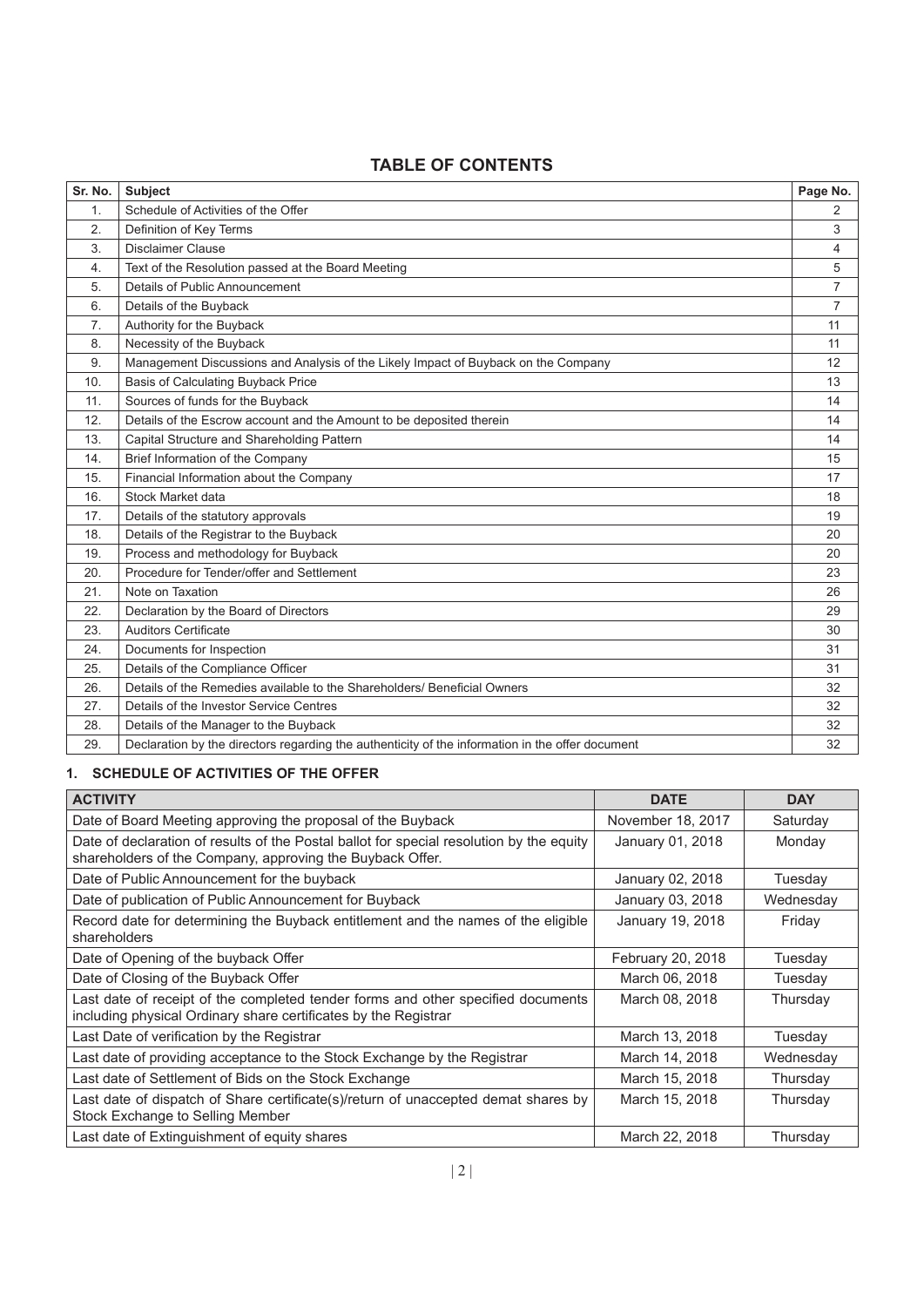## TABLE OF CONTENTS

| Sr. No. | Subject | Page No. |
|---|---|---|
| 1. | Schedule of Activities of the Offer | 2 |
| 2. | Definition of Key Terms | 3 |
| 3. | Disclaimer Clause | 4 |
| 4. | Text of the Resolution passed at the Board Meeting | 5 |
| 5. | Details of Public Announcement | 7 |
| 6. | Details of the Buyback | 7 |
| 7. | Authority for the Buyback | 11 |
| 8. | Necessity of the Buyback | 11 |
| 9. | Management Discussions and Analysis of the Likely Impact of Buyback on the Company | 12 |
| 10. | Basis of Calculating Buyback Price | 13 |
| 11. | Sources of funds for the Buyback | 14 |
| 12. | Details of the Escrow account and the Amount to be deposited therein | 14 |
| 13. | Capital Structure and Shareholding Pattern | 14 |
| 14. | Brief Information of the Company | 15 |
| 15. | Financial Information about the Company | 17 |
| 16. | Stock Market data | 18 |
| 17. | Details of the statutory approvals | 19 |
| 18. | Details of the Registrar to the Buyback | 20 |
| 19. | Process and methodology for Buyback | 20 |
| 20. | Procedure for Tender/offer and Settlement | 23 |
| 21. | Note on Taxation | 26 |
| 22. | Declaration by the Board of Directors | 29 |
| 23. | Auditors Certificate | 30 |
| 24. | Documents for Inspection | 31 |
| 25. | Details of the Compliance Officer | 31 |
| 26. | Details of the Remedies available to the Shareholders/ Beneficial Owners | 32 |
| 27. | Details of the Investor Service Centres | 32 |
| 28. | Details of the Manager to the Buyback | 32 |
| 29. | Declaration by the directors regarding the authenticity of the information in the offer document | 32 |

### 1. SCHEDULE OF ACTIVITIES OF THE OFFER

| ACTIVITY | DATE | DAY |
|---|---|---|
| Date of Board Meeting approving the proposal of the Buyback | November 18, 2017 | Saturday |
| Date of declaration of results of the Postal ballot for special resolution by the equity shareholders of the Company, approving the Buyback Offer. | January 01, 2018 | Monday |
| Date of Public Announcement for the buyback | January 02, 2018 | Tuesday |
| Date of publication of Public Announcement for Buyback | January 03, 2018 | Wednesday |
| Record date for determining the Buyback entitlement and the names of the eligible shareholders | January 19, 2018 | Friday |
| Date of Opening of the buyback Offer | February 20, 2018 | Tuesday |
| Date of Closing of the Buyback Offer | March 06, 2018 | Tuesday |
| Last date of receipt of the completed tender forms and other specified documents including physical Ordinary share certificates by the Registrar | March 08, 2018 | Thursday |
| Last Date of verification by the Registrar | March 13, 2018 | Tuesday |
| Last date of providing acceptance to the Stock Exchange by the Registrar | March 14, 2018 | Wednesday |
| Last date of Settlement of Bids on the Stock Exchange | March 15, 2018 | Thursday |
| Last date of dispatch of Share certificate(s)/return of unaccepted demat shares by Stock Exchange to Selling Member | March 15, 2018 | Thursday |
| Last date of Extinguishment of equity shares | March 22, 2018 | Thursday |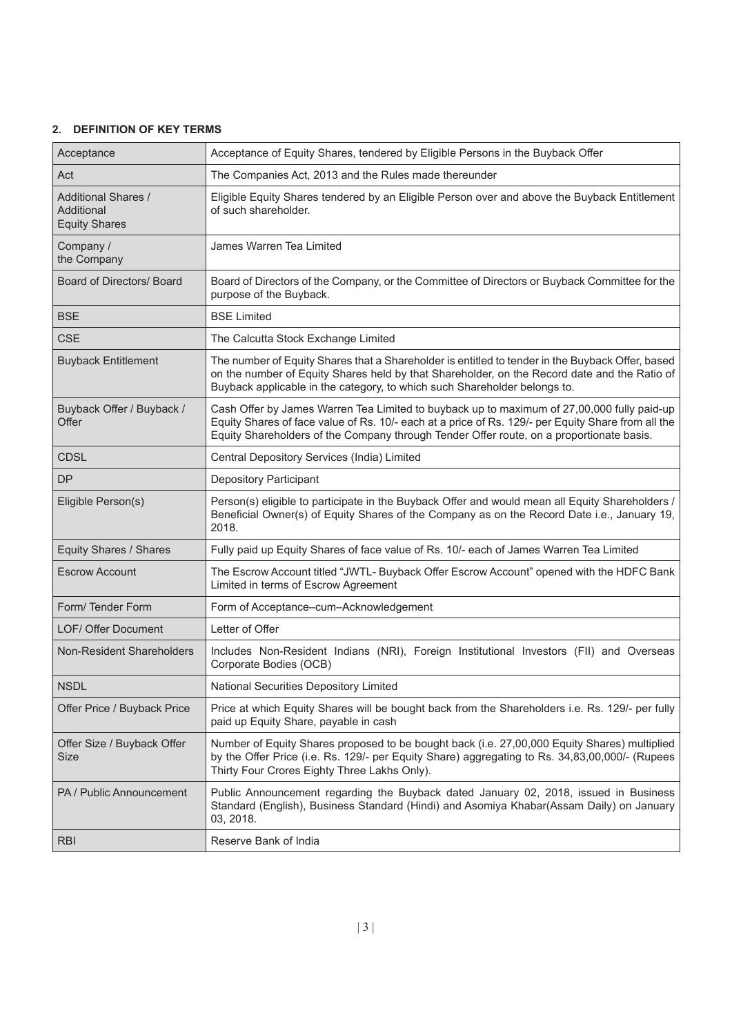## 2. DEFINITION OF KEY TERMS

| | |
|---|---|
| Acceptance | Acceptance of Equity Shares, tendered by Eligible Persons in the Buyback Offer |
| Act | The Companies Act, 2013 and the Rules made thereunder |
| Additional Shares / Additional Equity Shares | Eligible Equity Shares tendered by an Eligible Person over and above the Buyback Entitlement of such shareholder. |
| Company / the Company | James Warren Tea Limited |
| Board of Directors/ Board | Board of Directors of the Company, or the Committee of Directors or Buyback Committee for the purpose of the Buyback. |
| BSE | BSE Limited |
| CSE | The Calcutta Stock Exchange Limited |
| Buyback Entitlement | The number of Equity Shares that a Shareholder is entitled to tender in the Buyback Offer, based on the number of Equity Shares held by that Shareholder, on the Record date and the Ratio of Buyback applicable in the category, to which such Shareholder belongs to. |
| Buyback Offer / Buyback / Offer | Cash Offer by James Warren Tea Limited to buyback up to maximum of 27,00,000 fully paid-up Equity Shares of face value of Rs. 10/- each at a price of Rs. 129/- per Equity Share from all the Equity Shareholders of the Company through Tender Offer route, on a proportionate basis. |
| CDSL | Central Depository Services (India) Limited |
| DP | Depository Participant |
| Eligible Person(s) | Person(s) eligible to participate in the Buyback Offer and would mean all Equity Shareholders / Beneficial Owner(s) of Equity Shares of the Company as on the Record Date i.e., January 19, 2018. |
| Equity Shares / Shares | Fully paid up Equity Shares of face value of Rs. 10/- each of James Warren Tea Limited |
| Escrow Account | The Escrow Account titled "JWTL- Buyback Offer Escrow Account" opened with the HDFC Bank Limited in terms of Escrow Agreement |
| Form/ Tender Form | Form of Acceptance–cum–Acknowledgement |
| LOF/ Offer Document | Letter of Offer |
| Non-Resident Shareholders | Includes Non-Resident Indians (NRI), Foreign Institutional Investors (FII) and Overseas Corporate Bodies (OCB) |
| NSDL | National Securities Depository Limited |
| Offer Price / Buyback Price | Price at which Equity Shares will be bought back from the Shareholders i.e. Rs. 129/- per fully paid up Equity Share, payable in cash |
| Offer Size / Buyback Offer Size | Number of Equity Shares proposed to be bought back (i.e. 27,00,000 Equity Shares) multiplied by the Offer Price (i.e. Rs. 129/- per Equity Share) aggregating to Rs. 34,83,00,000/- (Rupees Thirty Four Crores Eighty Three Lakhs Only). |
| PA / Public Announcement | Public Announcement regarding the Buyback dated January 02, 2018, issued in Business Standard (English), Business Standard (Hindi) and Asomiya Khabar(Assam Daily) on January 03, 2018. |
| RBI | Reserve Bank of India |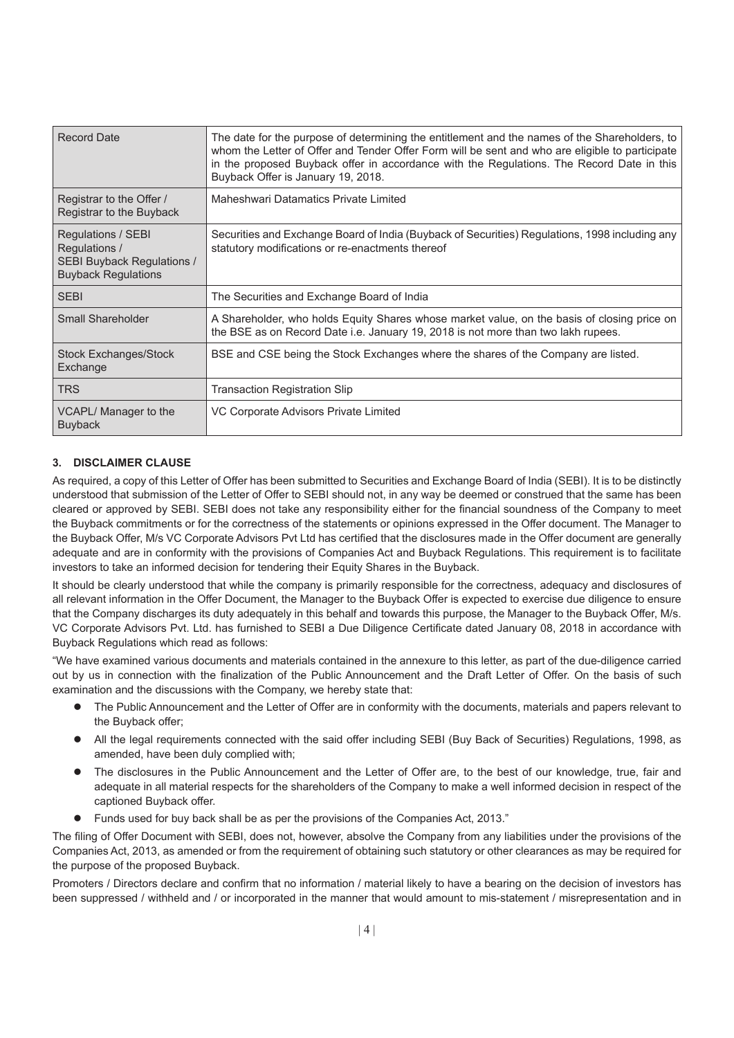| | |
|---|---|
| Record Date | The date for the purpose of determining the entitlement and the names of the Shareholders, to whom the Letter of Offer and Tender Offer Form will be sent and who are eligible to participate in the proposed Buyback offer in accordance with the Regulations. The Record Date in this Buyback Offer is January 19, 2018. |
| Registrar to the Offer / Registrar to the Buyback | Maheshwari Datamatics Private Limited |
| Regulations / SEBI Regulations / SEBI Buyback Regulations / Buyback Regulations | Securities and Exchange Board of India (Buyback of Securities) Regulations, 1998 including any statutory modifications or re-enactments thereof |
| SEBI | The Securities and Exchange Board of India |
| Small Shareholder | A Shareholder, who holds Equity Shares whose market value, on the basis of closing price on the BSE as on Record Date i.e. January 19, 2018 is not more than two lakh rupees. |
| Stock Exchanges/Stock Exchange | BSE and CSE being the Stock Exchanges where the shares of the Company are listed. |
| TRS | Transaction Registration Slip |
| VCAPL/ Manager to the Buyback | VC Corporate Advisors Private Limited |

## 3. DISCLAIMER CLAUSE

As required, a copy of this Letter of Offer has been submitted to Securities and Exchange Board of India (SEBI). It is to be distinctly understood that submission of the Letter of Offer to SEBI should not, in any way be deemed or construed that the same has been cleared or approved by SEBI. SEBI does not take any responsibility either for the financial soundness of the Company to meet the Buyback commitments or for the correctness of the statements or opinions expressed in the Offer document. The Manager to the Buyback Offer, M/s VC Corporate Advisors Pvt Ltd has certified that the disclosures made in the Offer document are generally adequate and are in conformity with the provisions of Companies Act and Buyback Regulations. This requirement is to facilitate investors to take an informed decision for tendering their Equity Shares in the Buyback.

It should be clearly understood that while the company is primarily responsible for the correctness, adequacy and disclosures of all relevant information in the Offer Document, the Manager to the Buyback Offer is expected to exercise due diligence to ensure that the Company discharges its duty adequately in this behalf and towards this purpose, the Manager to the Buyback Offer, M/s. VC Corporate Advisors Pvt. Ltd. has furnished to SEBI a Due Diligence Certificate dated January 08, 2018 in accordance with Buyback Regulations which read as follows:

"We have examined various documents and materials contained in the annexure to this letter, as part of the due-diligence carried out by us in connection with the finalization of the Public Announcement and the Draft Letter of Offer. On the basis of such examination and the discussions with the Company, we hereby state that:

- The Public Announcement and the Letter of Offer are in conformity with the documents, materials and papers relevant to the Buyback offer;
- All the legal requirements connected with the said offer including SEBI (Buy Back of Securities) Regulations, 1998, as amended, have been duly complied with;
- The disclosures in the Public Announcement and the Letter of Offer are, to the best of our knowledge, true, fair and adequate in all material respects for the shareholders of the Company to make a well informed decision in respect of the captioned Buyback offer.
- Funds used for buy back shall be as per the provisions of the Companies Act, 2013."

The filing of Offer Document with SEBI, does not, however, absolve the Company from any liabilities under the provisions of the Companies Act, 2013, as amended or from the requirement of obtaining such statutory or other clearances as may be required for the purpose of the proposed Buyback.

Promoters / Directors declare and confirm that no information / material likely to have a bearing on the decision of investors has been suppressed / withheld and / or incorporated in the manner that would amount to mis-statement / misrepresentation and in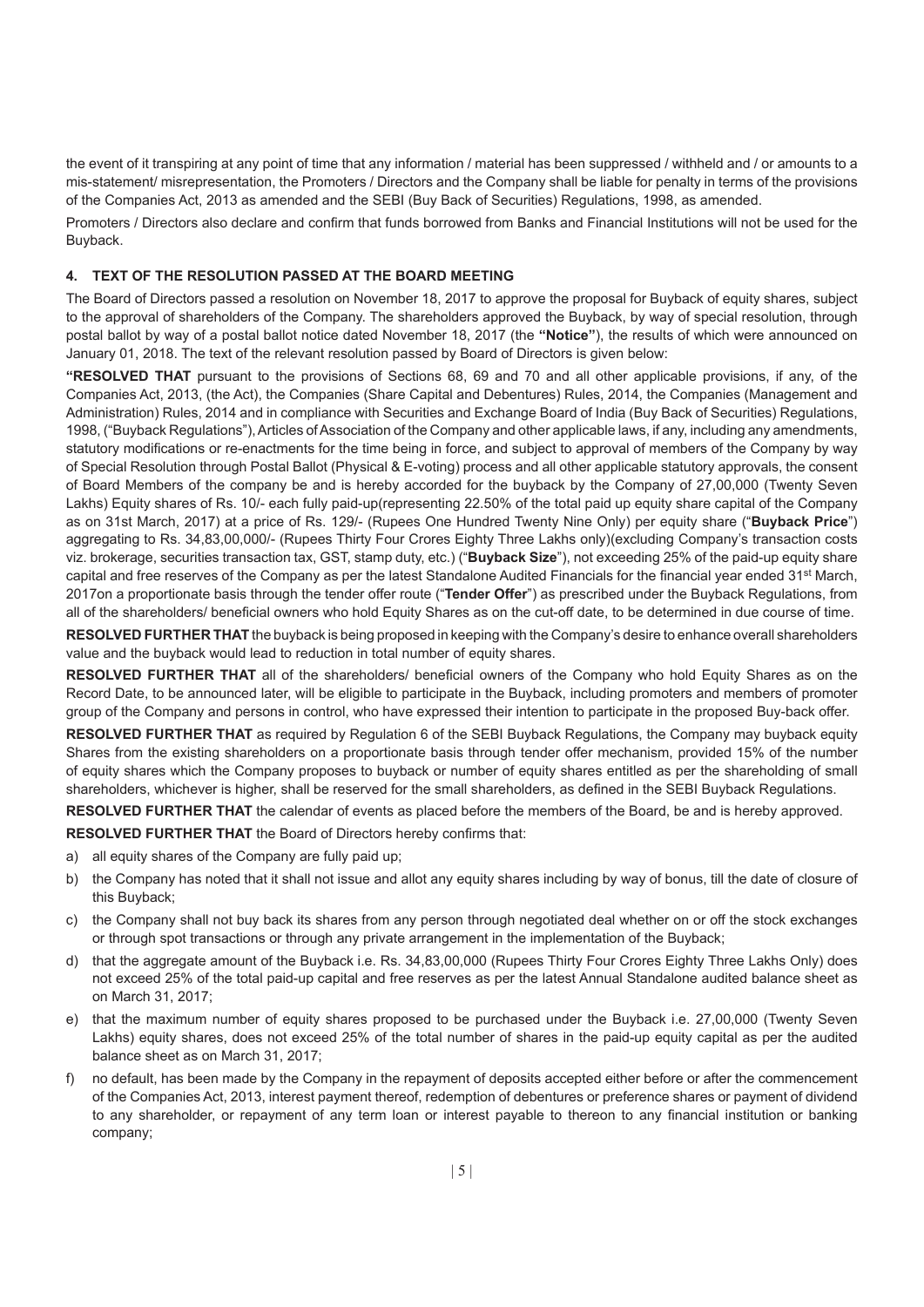the event of it transpiring at any point of time that any information / material has been suppressed / withheld and / or amounts to a mis-statement/ misrepresentation, the Promoters / Directors and the Company shall be liable for penalty in terms of the provisions of the Companies Act, 2013 as amended and the SEBI (Buy Back of Securities) Regulations, 1998, as amended.

Promoters / Directors also declare and confirm that funds borrowed from Banks and Financial Institutions will not be used for the Buyback.

## 4. TEXT OF THE RESOLUTION PASSED AT THE BOARD MEETING

The Board of Directors passed a resolution on November 18, 2017 to approve the proposal for Buyback of equity shares, subject to the approval of shareholders of the Company. The shareholders approved the Buyback, by way of special resolution, through postal ballot by way of a postal ballot notice dated November 18, 2017 (the **"Notice"**), the results of which were announced on January 01, 2018. The text of the relevant resolution passed by Board of Directors is given below:

**"RESOLVED THAT** pursuant to the provisions of Sections 68, 69 and 70 and all other applicable provisions, if any, of the Companies Act, 2013, (the Act), the Companies (Share Capital and Debentures) Rules, 2014, the Companies (Management and Administration) Rules, 2014 and in compliance with Securities and Exchange Board of India (Buy Back of Securities) Regulations, 1998, ("Buyback Regulations"), Articles of Association of the Company and other applicable laws, if any, including any amendments, statutory modifications or re-enactments for the time being in force, and subject to approval of members of the Company by way of Special Resolution through Postal Ballot (Physical & E-voting) process and all other applicable statutory approvals, the consent of Board Members of the company be and is hereby accorded for the buyback by the Company of 27,00,000 (Twenty Seven Lakhs) Equity shares of Rs. 10/- each fully paid-up(representing 22.50% of the total paid up equity share capital of the Company as on 31st March, 2017) at a price of Rs. 129/- (Rupees One Hundred Twenty Nine Only) per equity share ("**Buyback Price**") aggregating to Rs. 34,83,00,000/- (Rupees Thirty Four Crores Eighty Three Lakhs only)(excluding Company's transaction costs viz. brokerage, securities transaction tax, GST, stamp duty, etc.) ("**Buyback Size**"), not exceeding 25% of the paid-up equity share capital and free reserves of the Company as per the latest Standalone Audited Financials for the financial year ended 31st March, 2017on a proportionate basis through the tender offer route ("**Tender Offer**") as prescribed under the Buyback Regulations, from all of the shareholders/ beneficial owners who hold Equity Shares as on the cut-off date, to be determined in due course of time.

**RESOLVED FURTHER THAT** the buyback is being proposed in keeping with the Company's desire to enhance overall shareholders value and the buyback would lead to reduction in total number of equity shares.

**RESOLVED FURTHER THAT** all of the shareholders/ beneficial owners of the Company who hold Equity Shares as on the Record Date, to be announced later, will be eligible to participate in the Buyback, including promoters and members of promoter group of the Company and persons in control, who have expressed their intention to participate in the proposed Buy-back offer.

**RESOLVED FURTHER THAT** as required by Regulation 6 of the SEBI Buyback Regulations, the Company may buyback equity Shares from the existing shareholders on a proportionate basis through tender offer mechanism, provided 15% of the number of equity shares which the Company proposes to buyback or number of equity shares entitled as per the shareholding of small shareholders, whichever is higher, shall be reserved for the small shareholders, as defined in the SEBI Buyback Regulations.

**RESOLVED FURTHER THAT** the calendar of events as placed before the members of the Board, be and is hereby approved.

**RESOLVED FURTHER THAT** the Board of Directors hereby confirms that:

a) all equity shares of the Company are fully paid up;

b) the Company has noted that it shall not issue and allot any equity shares including by way of bonus, till the date of closure of this Buyback;

c) the Company shall not buy back its shares from any person through negotiated deal whether on or off the stock exchanges or through spot transactions or through any private arrangement in the implementation of the Buyback;

d) that the aggregate amount of the Buyback i.e. Rs. 34,83,00,000 (Rupees Thirty Four Crores Eighty Three Lakhs Only) does not exceed 25% of the total paid-up capital and free reserves as per the latest Annual Standalone audited balance sheet as on March 31, 2017;

e) that the maximum number of equity shares proposed to be purchased under the Buyback i.e. 27,00,000 (Twenty Seven Lakhs) equity shares, does not exceed 25% of the total number of shares in the paid-up equity capital as per the audited balance sheet as on March 31, 2017;

f) no default, has been made by the Company in the repayment of deposits accepted either before or after the commencement of the Companies Act, 2013, interest payment thereof, redemption of debentures or preference shares or payment of dividend to any shareholder, or repayment of any term loan or interest payable to thereon to any financial institution or banking company;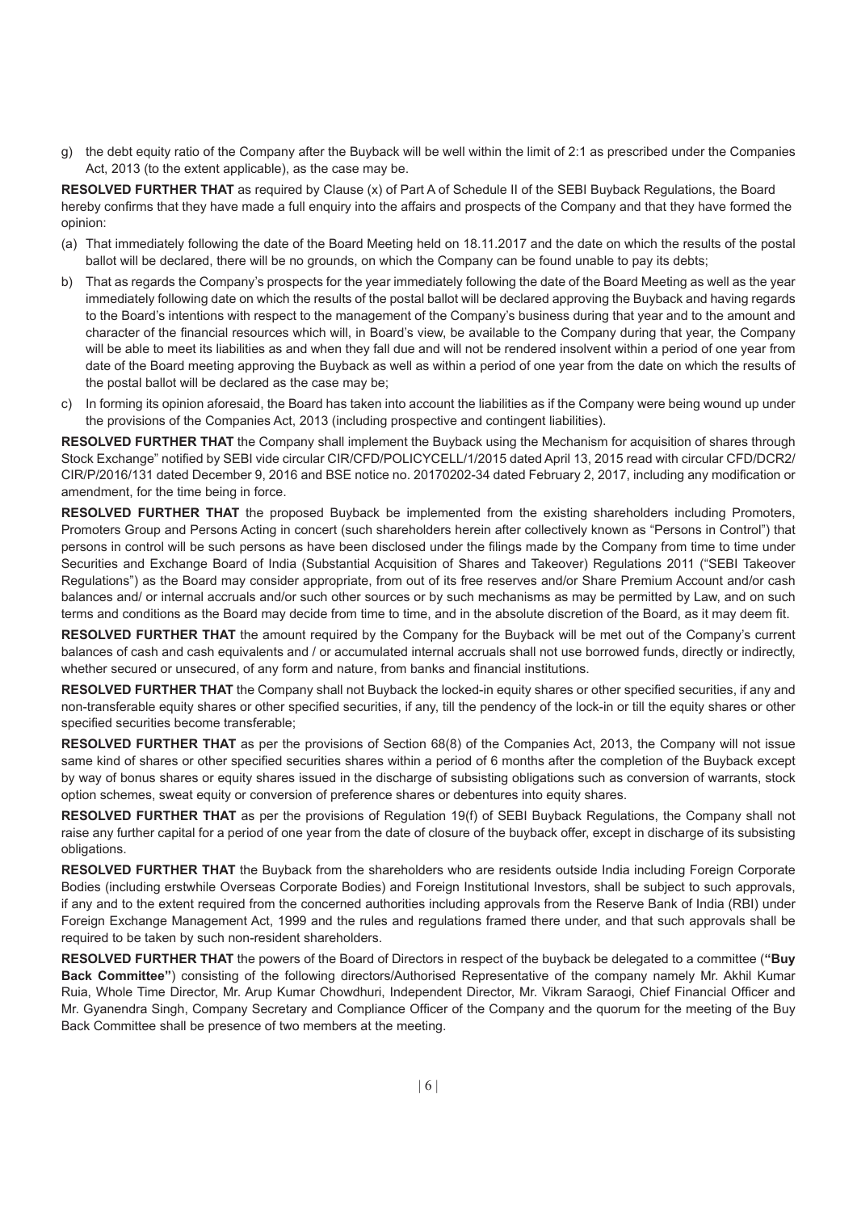g) the debt equity ratio of the Company after the Buyback will be well within the limit of 2:1 as prescribed under the Companies Act, 2013 (to the extent applicable), as the case may be.

**RESOLVED FURTHER THAT** as required by Clause (x) of Part A of Schedule II of the SEBI Buyback Regulations, the Board hereby confirms that they have made a full enquiry into the affairs and prospects of the Company and that they have formed the opinion:

(a) That immediately following the date of the Board Meeting held on 18.11.2017 and the date on which the results of the postal ballot will be declared, there will be no grounds, on which the Company can be found unable to pay its debts;

b) That as regards the Company's prospects for the year immediately following the date of the Board Meeting as well as the year immediately following date on which the results of the postal ballot will be declared approving the Buyback and having regards to the Board's intentions with respect to the management of the Company's business during that year and to the amount and character of the financial resources which will, in Board's view, be available to the Company during that year, the Company will be able to meet its liabilities as and when they fall due and will not be rendered insolvent within a period of one year from date of the Board meeting approving the Buyback as well as within a period of one year from the date on which the results of the postal ballot will be declared as the case may be;

c) In forming its opinion aforesaid, the Board has taken into account the liabilities as if the Company were being wound up under the provisions of the Companies Act, 2013 (including prospective and contingent liabilities).

**RESOLVED FURTHER THAT** the Company shall implement the Buyback using the Mechanism for acquisition of shares through Stock Exchange" notified by SEBI vide circular CIR/CFD/POLICYCELL/1/2015 dated April 13, 2015 read with circular CFD/DCR2/CIR/P/2016/131 dated December 9, 2016 and BSE notice no. 20170202-34 dated February 2, 2017, including any modification or amendment, for the time being in force.

**RESOLVED FURTHER THAT** the proposed Buyback be implemented from the existing shareholders including Promoters, Promoters Group and Persons Acting in concert (such shareholders herein after collectively known as "Persons in Control") that persons in control will be such persons as have been disclosed under the filings made by the Company from time to time under Securities and Exchange Board of India (Substantial Acquisition of Shares and Takeover) Regulations 2011 ("SEBI Takeover Regulations") as the Board may consider appropriate, from out of its free reserves and/or Share Premium Account and/or cash balances and/ or internal accruals and/or such other sources or by such mechanisms as may be permitted by Law, and on such terms and conditions as the Board may decide from time to time, and in the absolute discretion of the Board, as it may deem fit.

**RESOLVED FURTHER THAT** the amount required by the Company for the Buyback will be met out of the Company's current balances of cash and cash equivalents and / or accumulated internal accruals shall not use borrowed funds, directly or indirectly, whether secured or unsecured, of any form and nature, from banks and financial institutions.

**RESOLVED FURTHER THAT** the Company shall not Buyback the locked-in equity shares or other specified securities, if any and non-transferable equity shares or other specified securities, if any, till the pendency of the lock-in or till the equity shares or other specified securities become transferable;

**RESOLVED FURTHER THAT** as per the provisions of Section 68(8) of the Companies Act, 2013, the Company will not issue same kind of shares or other specified securities shares within a period of 6 months after the completion of the Buyback except by way of bonus shares or equity shares issued in the discharge of subsisting obligations such as conversion of warrants, stock option schemes, sweat equity or conversion of preference shares or debentures into equity shares.

**RESOLVED FURTHER THAT** as per the provisions of Regulation 19(f) of SEBI Buyback Regulations, the Company shall not raise any further capital for a period of one year from the date of closure of the buyback offer, except in discharge of its subsisting obligations.

**RESOLVED FURTHER THAT** the Buyback from the shareholders who are residents outside India including Foreign Corporate Bodies (including erstwhile Overseas Corporate Bodies) and Foreign Institutional Investors, shall be subject to such approvals, if any and to the extent required from the concerned authorities including approvals from the Reserve Bank of India (RBI) under Foreign Exchange Management Act, 1999 and the rules and regulations framed there under, and that such approvals shall be required to be taken by such non-resident shareholders.

**RESOLVED FURTHER THAT** the powers of the Board of Directors in respect of the buyback be delegated to a committee (**"Buy Back Committee"**) consisting of the following directors/Authorised Representative of the company namely Mr. Akhil Kumar Ruia, Whole Time Director, Mr. Arup Kumar Chowdhuri, Independent Director, Mr. Vikram Saraogi, Chief Financial Officer and Mr. Gyanendra Singh, Company Secretary and Compliance Officer of the Company and the quorum for the meeting of the Buy Back Committee shall be presence of two members at the meeting.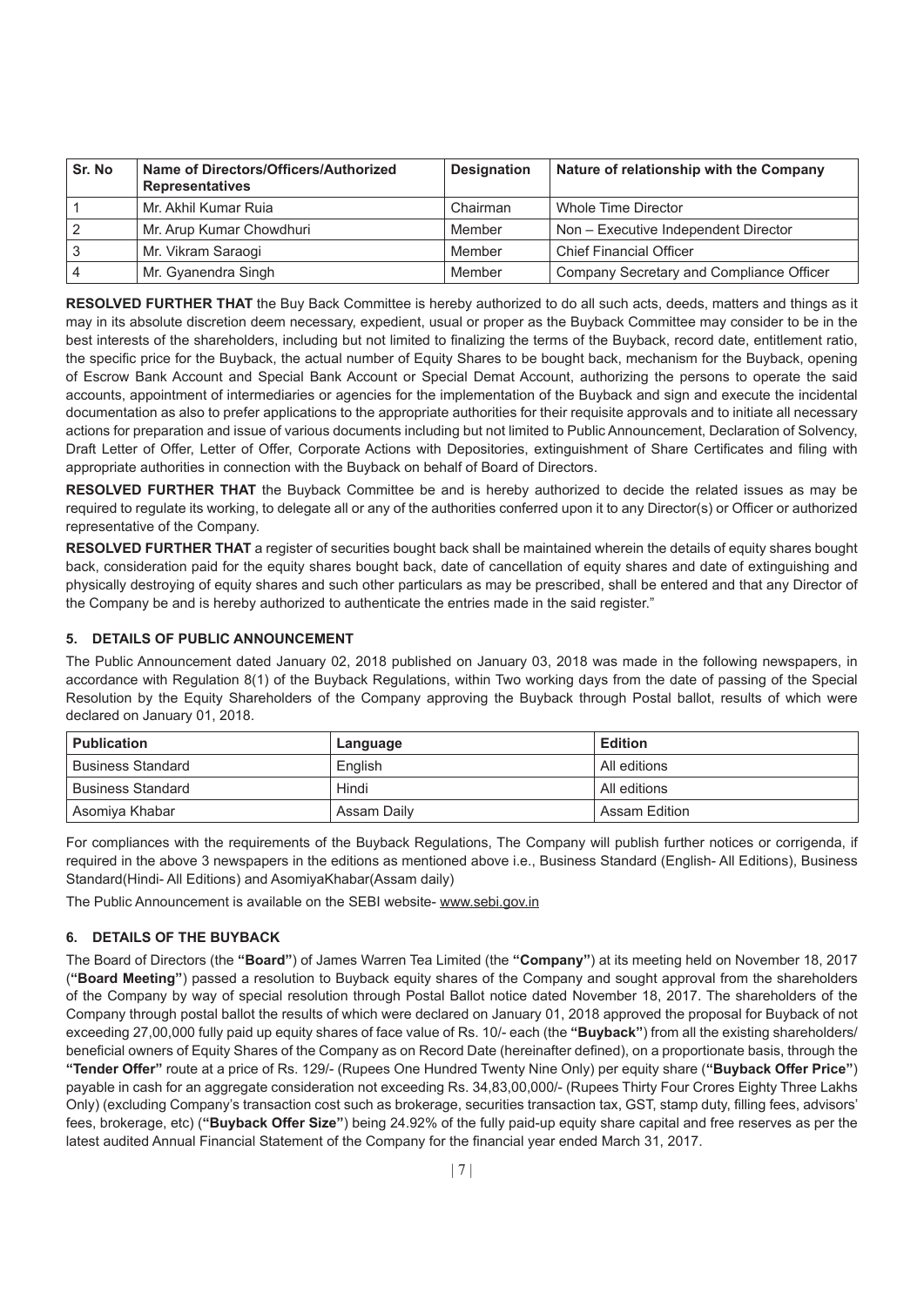| Sr. No | Name of Directors/Officers/Authorized Representatives | Designation | Nature of relationship with the Company |
|---|---|---|---|
| 1 | Mr. Akhil Kumar Ruia | Chairman | Whole Time Director |
| 2 | Mr. Arup Kumar Chowdhuri | Member | Non – Executive Independent Director |
| 3 | Mr. Vikram Saraogi | Member | Chief Financial Officer |
| 4 | Mr. Gyanendra Singh | Member | Company Secretary and Compliance Officer |

**RESOLVED FURTHER THAT** the Buy Back Committee is hereby authorized to do all such acts, deeds, matters and things as it may in its absolute discretion deem necessary, expedient, usual or proper as the Buyback Committee may consider to be in the best interests of the shareholders, including but not limited to finalizing the terms of the Buyback, record date, entitlement ratio, the specific price for the Buyback, the actual number of Equity Shares to be bought back, mechanism for the Buyback, opening of Escrow Bank Account and Special Bank Account or Special Demat Account, authorizing the persons to operate the said accounts, appointment of intermediaries or agencies for the implementation of the Buyback and sign and execute the incidental documentation as also to prefer applications to the appropriate authorities for their requisite approvals and to initiate all necessary actions for preparation and issue of various documents including but not limited to Public Announcement, Declaration of Solvency, Draft Letter of Offer, Letter of Offer, Corporate Actions with Depositories, extinguishment of Share Certificates and filing with appropriate authorities in connection with the Buyback on behalf of Board of Directors.

**RESOLVED FURTHER THAT** the Buyback Committee be and is hereby authorized to decide the related issues as may be required to regulate its working, to delegate all or any of the authorities conferred upon it to any Director(s) or Officer or authorized representative of the Company.

**RESOLVED FURTHER THAT** a register of securities bought back shall be maintained wherein the details of equity shares bought back, consideration paid for the equity shares bought back, date of cancellation of equity shares and date of extinguishing and physically destroying of equity shares and such other particulars as may be prescribed, shall be entered and that any Director of the Company be and is hereby authorized to authenticate the entries made in the said register."

## 5. DETAILS OF PUBLIC ANNOUNCEMENT

The Public Announcement dated January 02, 2018 published on January 03, 2018 was made in the following newspapers, in accordance with Regulation 8(1) of the Buyback Regulations, within Two working days from the date of passing of the Special Resolution by the Equity Shareholders of the Company approving the Buyback through Postal ballot, results of which were declared on January 01, 2018.

| Publication | Language | Edition |
|---|---|---|
| Business Standard | English | All editions |
| Business Standard | Hindi | All editions |
| Asomiya Khabar | Assam Daily | Assam Edition |

For compliances with the requirements of the Buyback Regulations, The Company will publish further notices or corrigenda, if required in the above 3 newspapers in the editions as mentioned above i.e., Business Standard (English- All Editions), Business Standard(Hindi- All Editions) and AsomiyaKhabar(Assam daily)

The Public Announcement is available on the SEBI website- www.sebi.gov.in

## 6. DETAILS OF THE BUYBACK

The Board of Directors (the **"Board"**) of James Warren Tea Limited (the **"Company"**) at its meeting held on November 18, 2017 (**"Board Meeting"**) passed a resolution to Buyback equity shares of the Company and sought approval from the shareholders of the Company by way of special resolution through Postal Ballot notice dated November 18, 2017. The shareholders of the Company through postal ballot the results of which were declared on January 01, 2018 approved the proposal for Buyback of not exceeding 27,00,000 fully paid up equity shares of face value of Rs. 10/- each (the **"Buyback"**) from all the existing shareholders/ beneficial owners of Equity Shares of the Company as on Record Date (hereinafter defined), on a proportionate basis, through the **"Tender Offer"** route at a price of Rs. 129/- (Rupees One Hundred Twenty Nine Only) per equity share (**"Buyback Offer Price"**) payable in cash for an aggregate consideration not exceeding Rs. 34,83,00,000/- (Rupees Thirty Four Crores Eighty Three Lakhs Only) (excluding Company's transaction cost such as brokerage, securities transaction tax, GST, stamp duty, filling fees, advisors' fees, brokerage, etc) (**"Buyback Offer Size"**) being 24.92% of the fully paid-up equity share capital and free reserves as per the latest audited Annual Financial Statement of the Company for the financial year ended March 31, 2017.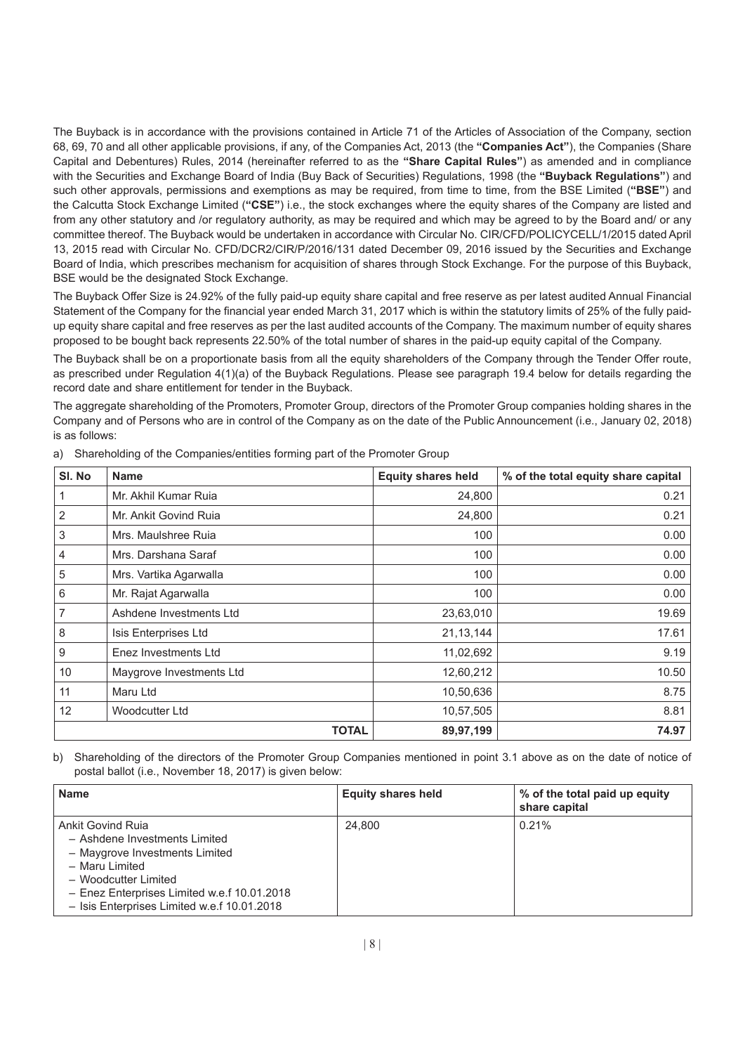The Buyback is in accordance with the provisions contained in Article 71 of the Articles of Association of the Company, section 68, 69, 70 and all other applicable provisions, if any, of the Companies Act, 2013 (the **"Companies Act"**), the Companies (Share Capital and Debentures) Rules, 2014 (hereinafter referred to as the **"Share Capital Rules"**) as amended and in compliance with the Securities and Exchange Board of India (Buy Back of Securities) Regulations, 1998 (the **"Buyback Regulations"**) and such other approvals, permissions and exemptions as may be required, from time to time, from the BSE Limited (**"BSE"**) and the Calcutta Stock Exchange Limited (**"CSE"**) i.e., the stock exchanges where the equity shares of the Company are listed and from any other statutory and /or regulatory authority, as may be required and which may be agreed to by the Board and/ or any committee thereof. The Buyback would be undertaken in accordance with Circular No. CIR/CFD/POLICYCELL/1/2015 dated April 13, 2015 read with Circular No. CFD/DCR2/CIR/P/2016/131 dated December 09, 2016 issued by the Securities and Exchange Board of India, which prescribes mechanism for acquisition of shares through Stock Exchange. For the purpose of this Buyback, BSE would be the designated Stock Exchange.

The Buyback Offer Size is 24.92% of the fully paid-up equity share capital and free reserve as per latest audited Annual Financial Statement of the Company for the financial year ended March 31, 2017 which is within the statutory limits of 25% of the fully paid-up equity share capital and free reserves as per the last audited accounts of the Company. The maximum number of equity shares proposed to be bought back represents 22.50% of the total number of shares in the paid-up equity capital of the Company.

The Buyback shall be on a proportionate basis from all the equity shareholders of the Company through the Tender Offer route, as prescribed under Regulation 4(1)(a) of the Buyback Regulations. Please see paragraph 19.4 below for details regarding the record date and share entitlement for tender in the Buyback.

The aggregate shareholding of the Promoters, Promoter Group, directors of the Promoter Group companies holding shares in the Company and of Persons who are in control of the Company as on the date of the Public Announcement (i.e., January 02, 2018) is as follows:

a) Shareholding of the Companies/entities forming part of the Promoter Group

| Sl. No | Name | Equity shares held | % of the total equity share capital |
|---|---|---|---|
| 1 | Mr. Akhil Kumar Ruia | 24,800 | 0.21 |
| 2 | Mr. Ankit Govind Ruia | 24,800 | 0.21 |
| 3 | Mrs. Maulshree Ruia | 100 | 0.00 |
| 4 | Mrs. Darshana Saraf | 100 | 0.00 |
| 5 | Mrs. Vartika Agarwalla | 100 | 0.00 |
| 6 | Mr. Rajat Agarwalla | 100 | 0.00 |
| 7 | Ashdene Investments Ltd | 23,63,010 | 19.69 |
| 8 | Isis Enterprises Ltd | 21,13,144 | 17.61 |
| 9 | Enez Investments Ltd | 11,02,692 | 9.19 |
| 10 | Maygrove Investments Ltd | 12,60,212 | 10.50 |
| 11 | Maru Ltd | 10,50,636 | 8.75 |
| 12 | Woodcutter Ltd | 10,57,505 | 8.81 |
| | **TOTAL** | **89,97,199** | **74.97** |

b) Shareholding of the directors of the Promoter Group Companies mentioned in point 3.1 above as on the date of notice of postal ballot (i.e., November 18, 2017) is given below:

| Name | Equity shares held | % of the total paid up equity share capital |
|---|---|---|
| Ankit Govind Ruia<br>– Ashdene Investments Limited<br>– Maygrove Investments Limited<br>– Maru Limited<br>– Woodcutter Limited<br>– Enez Enterprises Limited w.e.f 10.01.2018<br>– Isis Enterprises Limited w.e.f 10.01.2018 | 24,800 | 0.21% |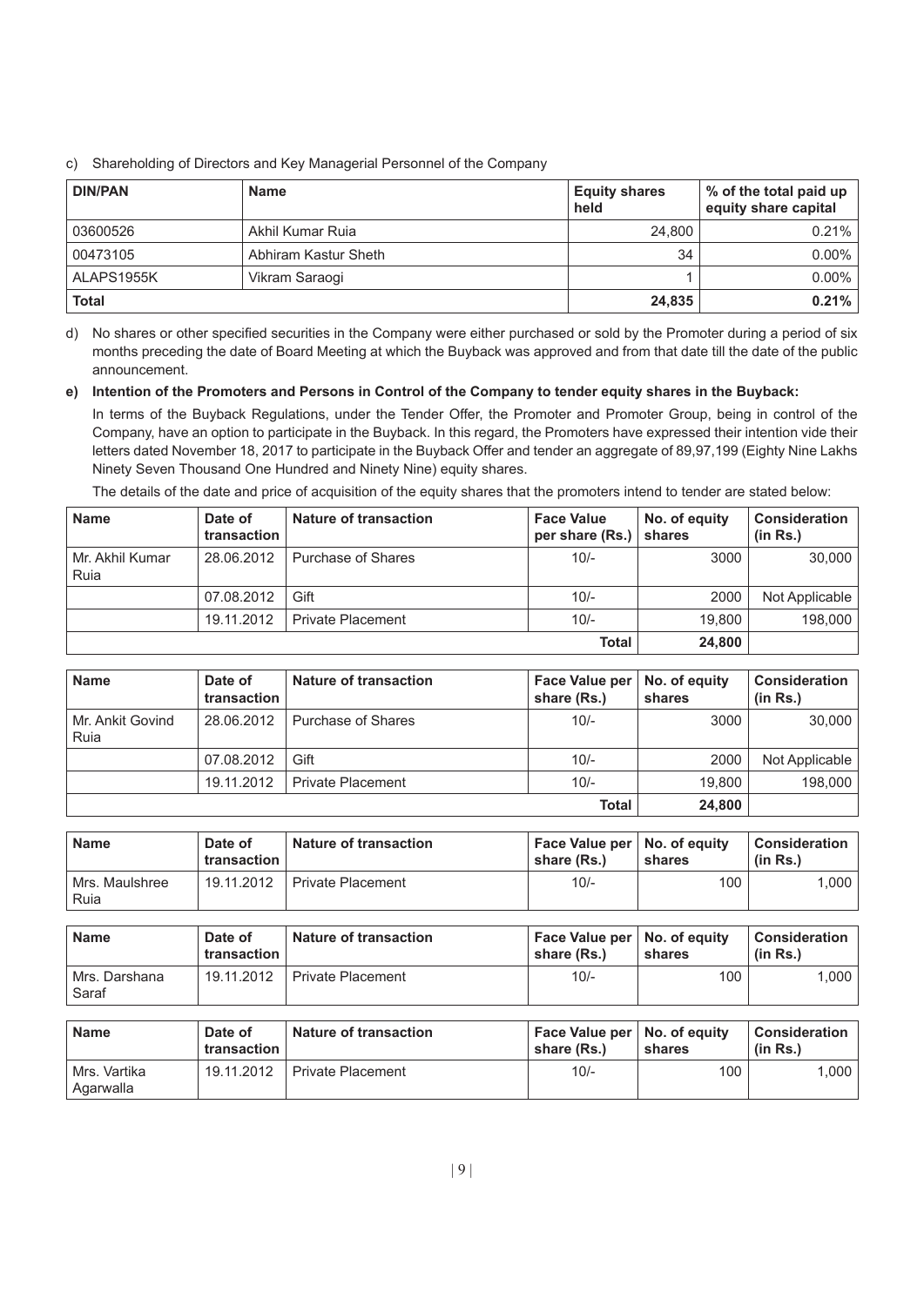c) Shareholding of Directors and Key Managerial Personnel of the Company

| DIN/PAN | Name | Equity shares held | % of the total paid up equity share capital |
|---|---|---|---|
| 03600526 | Akhil Kumar Ruia | 24,800 | 0.21% |
| 00473105 | Abhiram Kastur Sheth | 34 | 0.00% |
| ALAPS1955K | Vikram Saraogi | 1 | 0.00% |
| **Total** | | **24,835** | **0.21%** |

d) No shares or other specified securities in the Company were either purchased or sold by the Promoter during a period of six months preceding the date of Board Meeting at which the Buyback was approved and from that date till the date of the public announcement.

**e) Intention of the Promoters and Persons in Control of the Company to tender equity shares in the Buyback:**

In terms of the Buyback Regulations, under the Tender Offer, the Promoter and Promoter Group, being in control of the Company, have an option to participate in the Buyback. In this regard, the Promoters have expressed their intention vide their letters dated November 18, 2017 to participate in the Buyback Offer and tender an aggregate of 89,97,199 (Eighty Nine Lakhs Ninety Seven Thousand One Hundred and Ninety Nine) equity shares.

The details of the date and price of acquisition of the equity shares that the promoters intend to tender are stated below:

| Name | Date of transaction | Nature of transaction | Face Value per share (Rs.) | No. of equity shares | Consideration (in Rs.) |
|---|---|---|---|---|---|
| Mr. Akhil Kumar Ruia | 28.06.2012 | Purchase of Shares | 10/- | 3000 | 30,000 |
| | 07.08.2012 | Gift | 10/- | 2000 | Not Applicable |
| | 19.11.2012 | Private Placement | 10/- | 19,800 | 198,000 |
| | | | **Total** | **24,800** | |

| Name | Date of transaction | Nature of transaction | Face Value per share (Rs.) | No. of equity shares | Consideration (in Rs.) |
|---|---|---|---|---|---|
| Mr. Ankit Govind Ruia | 28.06.2012 | Purchase of Shares | 10/- | 3000 | 30,000 |
| | 07.08.2012 | Gift | 10/- | 2000 | Not Applicable |
| | 19.11.2012 | Private Placement | 10/- | 19,800 | 198,000 |
| | | | **Total** | **24,800** | |

| Name | Date of transaction | Nature of transaction | Face Value per share (Rs.) | No. of equity shares | Consideration (in Rs.) |
|---|---|---|---|---|---|
| Mrs. Maulshree Ruia | 19.11.2012 | Private Placement | 10/- | 100 | 1,000 |

| Name | Date of transaction | Nature of transaction | Face Value per share (Rs.) | No. of equity shares | Consideration (in Rs.) |
|---|---|---|---|---|---|
| Mrs. Darshana Saraf | 19.11.2012 | Private Placement | 10/- | 100 | 1,000 |

| Name | Date of transaction | Nature of transaction | Face Value per share (Rs.) | No. of equity shares | Consideration (in Rs.) |
|---|---|---|---|---|---|
| Mrs. Vartika Agarwalla | 19.11.2012 | Private Placement | 10/- | 100 | 1,000 |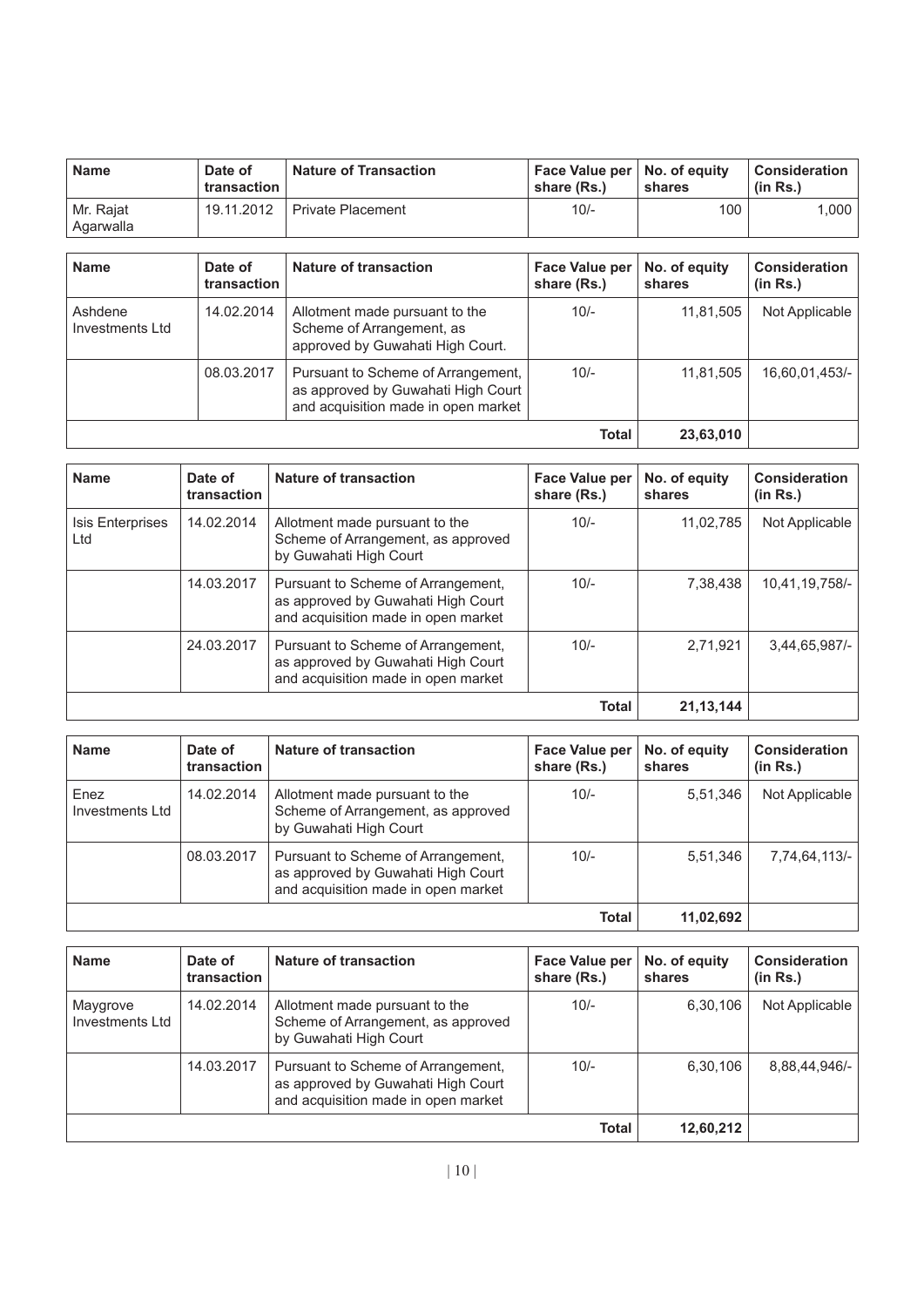| Name | Date of transaction | Nature of Transaction | Face Value per share (Rs.) | No. of equity shares | Consideration (in Rs.) |
|---|---|---|---|---|---|
| Mr. Rajat Agarwalla | 19.11.2012 | Private Placement | 10/- | 100 | 1,000 |

| Name | Date of transaction | Nature of transaction | Face Value per share (Rs.) | No. of equity shares | Consideration (in Rs.) |
|---|---|---|---|---|---|
| Ashdene Investments Ltd | 14.02.2014 | Allotment made pursuant to the Scheme of Arrangement, as approved by Guwahati High Court. | 10/- | 11,81,505 | Not Applicable |
| | 08.03.2017 | Pursuant to Scheme of Arrangement, as approved by Guwahati High Court and acquisition made in open market | 10/- | 11,81,505 | 16,60,01,453/- |
| | | | **Total** | **23,63,010** | |

| Name | Date of transaction | Nature of transaction | Face Value per share (Rs.) | No. of equity shares | Consideration (in Rs.) |
|---|---|---|---|---|---|
| Isis Enterprises Ltd | 14.02.2014 | Allotment made pursuant to the Scheme of Arrangement, as approved by Guwahati High Court | 10/- | 11,02,785 | Not Applicable |
| | 14.03.2017 | Pursuant to Scheme of Arrangement, as approved by Guwahati High Court and acquisition made in open market | 10/- | 7,38,438 | 10,41,19,758/- |
| | 24.03.2017 | Pursuant to Scheme of Arrangement, as approved by Guwahati High Court and acquisition made in open market | 10/- | 2,71,921 | 3,44,65,987/- |
| | | | **Total** | **21,13,144** | |

| Name | Date of transaction | Nature of transaction | Face Value per share (Rs.) | No. of equity shares | Consideration (in Rs.) |
|---|---|---|---|---|---|
| Enez Investments Ltd | 14.02.2014 | Allotment made pursuant to the Scheme of Arrangement, as approved by Guwahati High Court | 10/- | 5,51,346 | Not Applicable |
| | 08.03.2017 | Pursuant to Scheme of Arrangement, as approved by Guwahati High Court and acquisition made in open market | 10/- | 5,51,346 | 7,74,64,113/- |
| | | | **Total** | **11,02,692** | |

| Name | Date of transaction | Nature of transaction | Face Value per share (Rs.) | No. of equity shares | Consideration (in Rs.) |
|---|---|---|---|---|---|
| Maygrove Investments Ltd | 14.02.2014 | Allotment made pursuant to the Scheme of Arrangement, as approved by Guwahati High Court | 10/- | 6,30,106 | Not Applicable |
| | 14.03.2017 | Pursuant to Scheme of Arrangement, as approved by Guwahati High Court and acquisition made in open market | 10/- | 6,30,106 | 8,88,44,946/- |
| | | | **Total** | **12,60,212** | |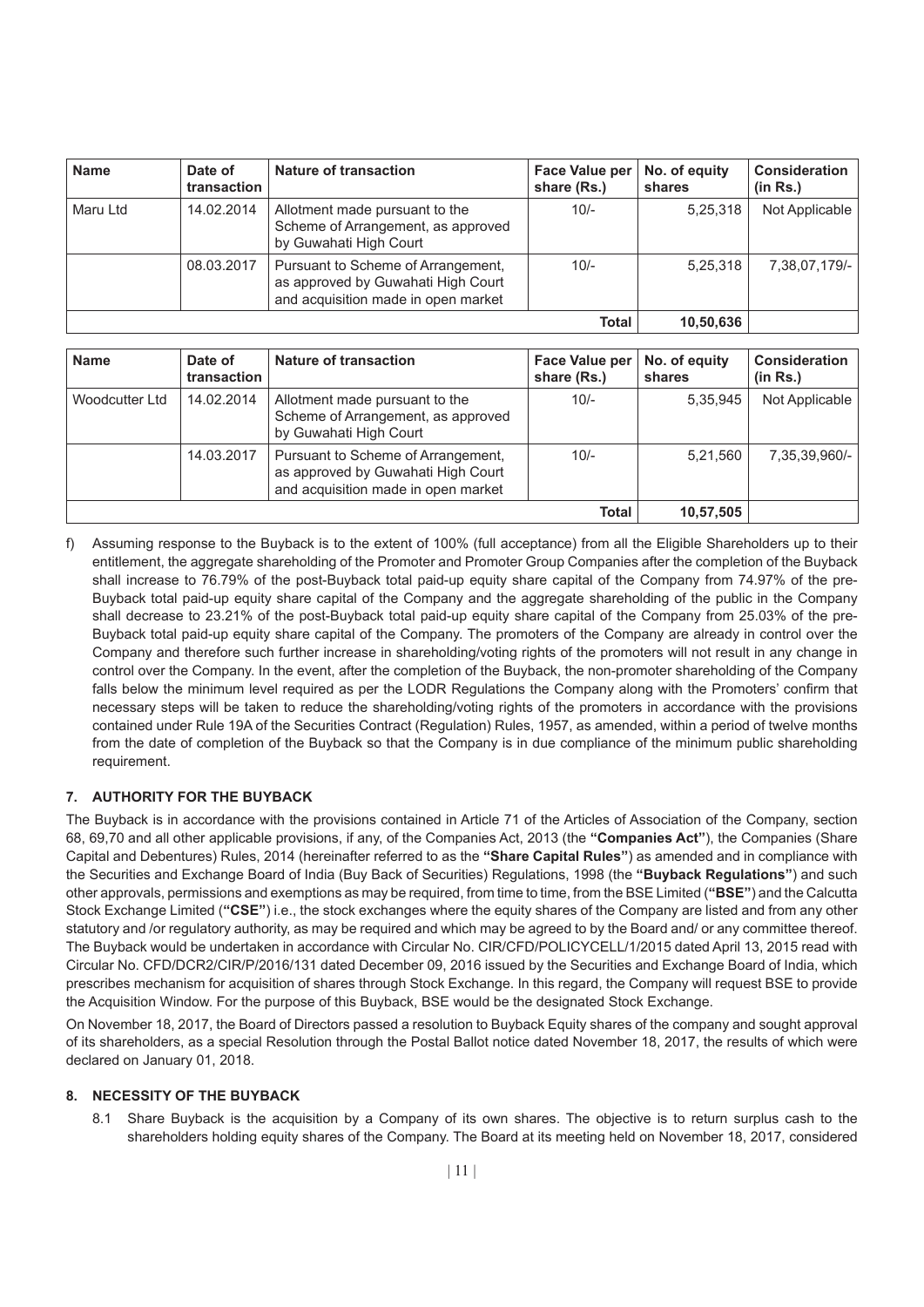| Name | Date of transaction | Nature of transaction | Face Value per share (Rs.) | No. of equity shares | Consideration (in Rs.) |
|---|---|---|---|---|---|
| Maru Ltd | 14.02.2014 | Allotment made pursuant to the Scheme of Arrangement, as approved by Guwahati High Court | 10/- | 5,25,318 | Not Applicable |
| | 08.03.2017 | Pursuant to Scheme of Arrangement, as approved by Guwahati High Court and acquisition made in open market | 10/- | 5,25,318 | 7,38,07,179/- |
| | | | **Total** | **10,50,636** | |

| Name | Date of transaction | Nature of transaction | Face Value per share (Rs.) | No. of equity shares | Consideration (in Rs.) |
|---|---|---|---|---|---|
| Woodcutter Ltd | 14.02.2014 | Allotment made pursuant to the Scheme of Arrangement, as approved by Guwahati High Court | 10/- | 5,35,945 | Not Applicable |
| | 14.03.2017 | Pursuant to Scheme of Arrangement, as approved by Guwahati High Court and acquisition made in open market | 10/- | 5,21,560 | 7,35,39,960/- |
| | | | **Total** | **10,57,505** | |

f) Assuming response to the Buyback is to the extent of 100% (full acceptance) from all the Eligible Shareholders up to their entitlement, the aggregate shareholding of the Promoter and Promoter Group Companies after the completion of the Buyback shall increase to 76.79% of the post-Buyback total paid-up equity share capital of the Company from 74.97% of the pre-Buyback total paid-up equity share capital of the Company and the aggregate shareholding of the public in the Company shall decrease to 23.21% of the post-Buyback total paid-up equity share capital of the Company from 25.03% of the pre-Buyback total paid-up equity share capital of the Company. The promoters of the Company are already in control over the Company and therefore such further increase in shareholding/voting rights of the promoters will not result in any change in control over the Company. In the event, after the completion of the Buyback, the non-promoter shareholding of the Company falls below the minimum level required as per the LODR Regulations the Company along with the Promoters' confirm that necessary steps will be taken to reduce the shareholding/voting rights of the promoters in accordance with the provisions contained under Rule 19A of the Securities Contract (Regulation) Rules, 1957, as amended, within a period of twelve months from the date of completion of the Buyback so that the Company is in due compliance of the minimum public shareholding requirement.

## 7. AUTHORITY FOR THE BUYBACK

The Buyback is in accordance with the provisions contained in Article 71 of the Articles of Association of the Company, section 68, 69,70 and all other applicable provisions, if any, of the Companies Act, 2013 (the **"Companies Act"**), the Companies (Share Capital and Debentures) Rules, 2014 (hereinafter referred to as the **"Share Capital Rules"**) as amended and in compliance with the Securities and Exchange Board of India (Buy Back of Securities) Regulations, 1998 (the **"Buyback Regulations"**) and such other approvals, permissions and exemptions as may be required, from time to time, from the BSE Limited (**"BSE"**) and the Calcutta Stock Exchange Limited (**"CSE"**) i.e., the stock exchanges where the equity shares of the Company are listed and from any other statutory and /or regulatory authority, as may be required and which may be agreed to by the Board and/ or any committee thereof. The Buyback would be undertaken in accordance with Circular No. CIR/CFD/POLICYCELL/1/2015 dated April 13, 2015 read with Circular No. CFD/DCR2/CIR/P/2016/131 dated December 09, 2016 issued by the Securities and Exchange Board of India, which prescribes mechanism for acquisition of shares through Stock Exchange. In this regard, the Company will request BSE to provide the Acquisition Window. For the purpose of this Buyback, BSE would be the designated Stock Exchange.

On November 18, 2017, the Board of Directors passed a resolution to Buyback Equity shares of the company and sought approval of its shareholders, as a special Resolution through the Postal Ballot notice dated November 18, 2017, the results of which were declared on January 01, 2018.

## 8. NECESSITY OF THE BUYBACK

8.1 Share Buyback is the acquisition by a Company of its own shares. The objective is to return surplus cash to the shareholders holding equity shares of the Company. The Board at its meeting held on November 18, 2017, considered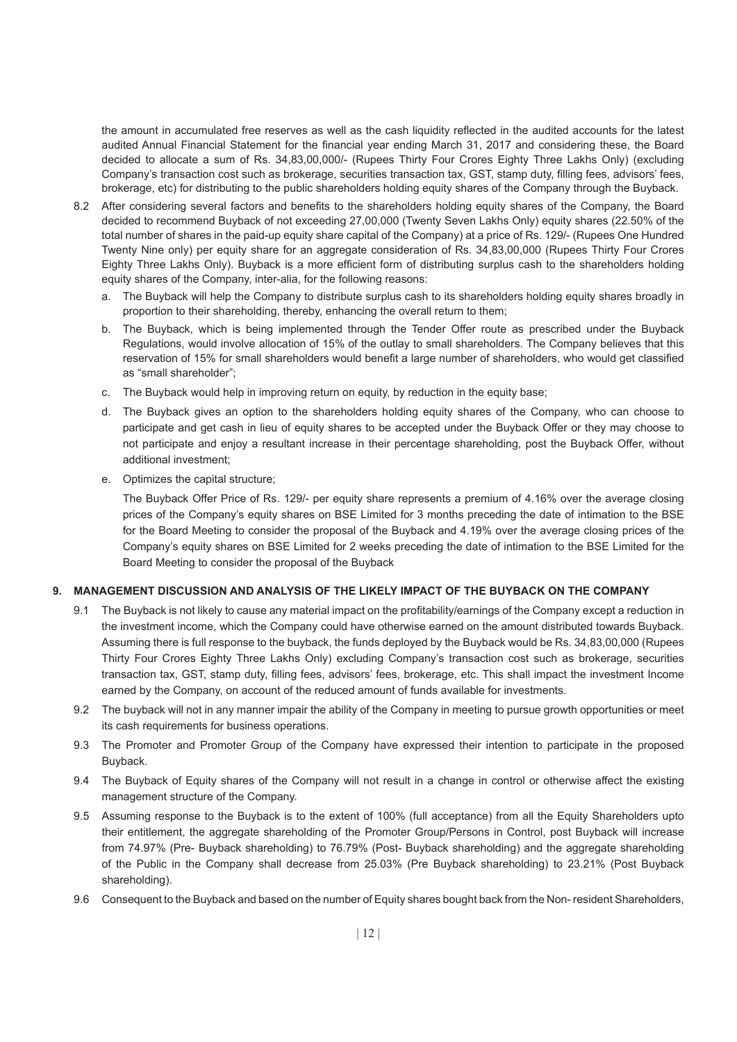the amount in accumulated free reserves as well as the cash liquidity reflected in the audited accounts for the latest audited Annual Financial Statement for the financial year ending March 31, 2017 and considering these, the Board decided to allocate a sum of Rs. 34,83,00,000/- (Rupees Thirty Four Crores Eighty Three Lakhs Only) (excluding Company's transaction cost such as brokerage, securities transaction tax, GST, stamp duty, filling fees, advisors' fees, brokerage, etc) for distributing to the public shareholders holding equity shares of the Company through the Buyback.

8.2 After considering several factors and benefits to the shareholders holding equity shares of the Company, the Board decided to recommend Buyback of not exceeding 27,00,000 (Twenty Seven Lakhs Only) equity shares (22.50% of the total number of shares in the paid-up equity share capital of the Company) at a price of Rs. 129/- (Rupees One Hundred Twenty Nine only) per equity share for an aggregate consideration of Rs. 34,83,00,000 (Rupees Thirty Four Crores Eighty Three Lakhs Only). Buyback is a more efficient form of distributing surplus cash to the shareholders holding equity shares of the Company, inter-alia, for the following reasons:

   a. The Buyback will help the Company to distribute surplus cash to its shareholders holding equity shares broadly in proportion to their shareholding, thereby, enhancing the overall return to them;

   b. The Buyback, which is being implemented through the Tender Offer route as prescribed under the Buyback Regulations, would involve allocation of 15% of the outlay to small shareholders. The Company believes that this reservation of 15% for small shareholders would benefit a large number of shareholders, who would get classified as "small shareholder";

   c. The Buyback would help in improving return on equity, by reduction in the equity base;

   d. The Buyback gives an option to the shareholders holding equity shares of the Company, who can choose to participate and get cash in lieu of equity shares to be accepted under the Buyback Offer or they may choose to not participate and enjoy a resultant increase in their percentage shareholding, post the Buyback Offer, without additional investment;

   e. Optimizes the capital structure;

   The Buyback Offer Price of Rs. 129/- per equity share represents a premium of 4.16% over the average closing prices of the Company's equity shares on BSE Limited for 3 months preceding the date of intimation to the BSE for the Board Meeting to consider the proposal of the Buyback and 4.19% over the average closing prices of the Company's equity shares on BSE Limited for 2 weeks preceding the date of intimation to the BSE Limited for the Board Meeting to consider the proposal of the Buyback

## 9. MANAGEMENT DISCUSSION AND ANALYSIS OF THE LIKELY IMPACT OF THE BUYBACK ON THE COMPANY

9.1 The Buyback is not likely to cause any material impact on the profitability/earnings of the Company except a reduction in the investment income, which the Company could have otherwise earned on the amount distributed towards Buyback. Assuming there is full response to the buyback, the funds deployed by the Buyback would be Rs. 34,83,00,000 (Rupees Thirty Four Crores Eighty Three Lakhs Only) excluding Company's transaction cost such as brokerage, securities transaction tax, GST, stamp duty, filling fees, advisors' fees, brokerage, etc. This shall impact the investment Income earned by the Company, on account of the reduced amount of funds available for investments.

9.2 The buyback will not in any manner impair the ability of the Company in meeting to pursue growth opportunities or meet its cash requirements for business operations.

9.3 The Promoter and Promoter Group of the Company have expressed their intention to participate in the proposed Buyback.

9.4 The Buyback of Equity shares of the Company will not result in a change in control or otherwise affect the existing management structure of the Company.

9.5 Assuming response to the Buyback is to the extent of 100% (full acceptance) from all the Equity Shareholders upto their entitlement, the aggregate shareholding of the Promoter Group/Persons in Control, post Buyback will increase from 74.97% (Pre- Buyback shareholding) to 76.79% (Post- Buyback shareholding) and the aggregate shareholding of the Public in the Company shall decrease from 25.03% (Pre Buyback shareholding) to 23.21% (Post Buyback shareholding).

9.6 Consequent to the Buyback and based on the number of Equity shares bought back from the Non- resident Shareholders,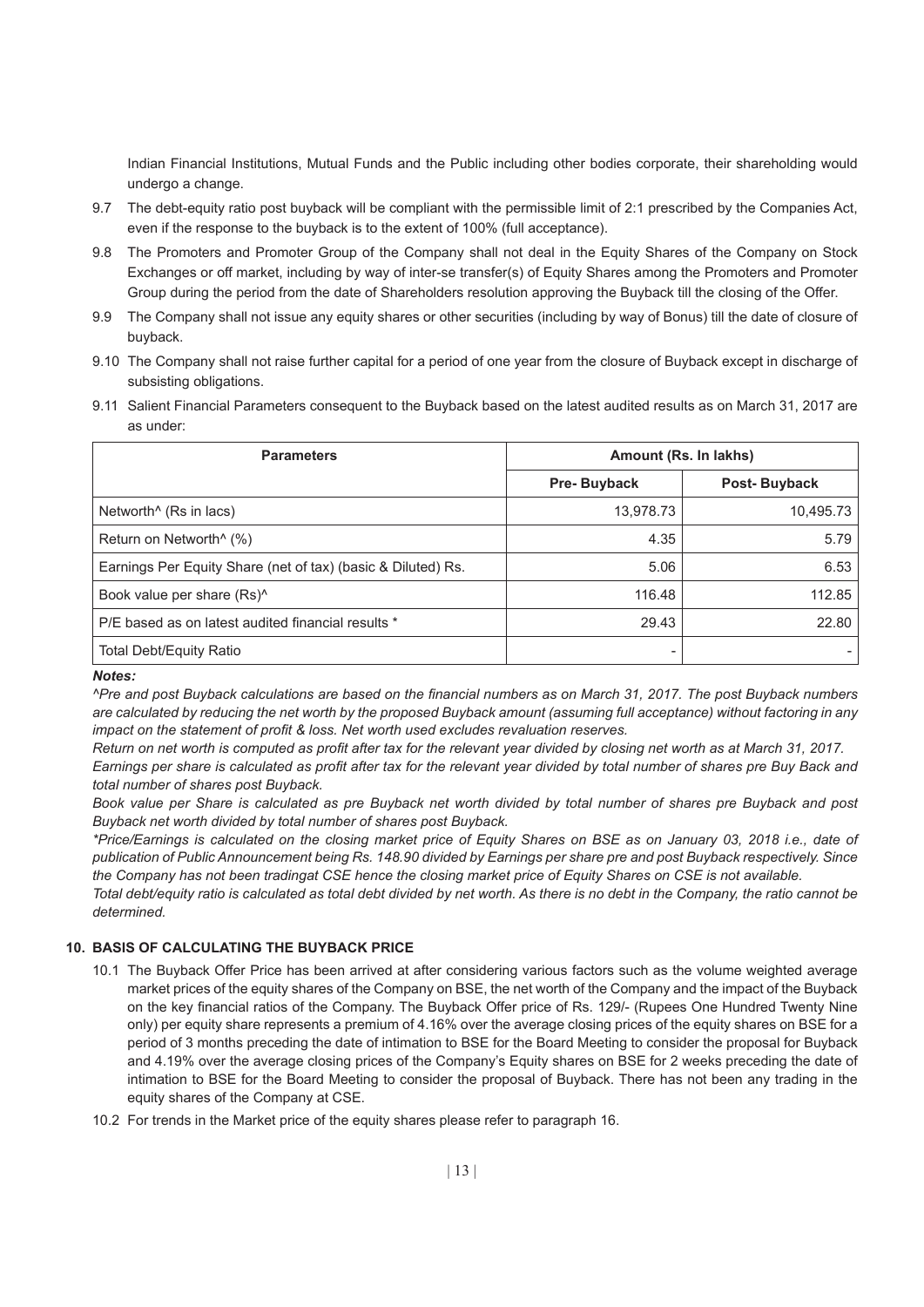Indian Financial Institutions, Mutual Funds and the Public including other bodies corporate, their shareholding would undergo a change.

9.7 The debt-equity ratio post buyback will be compliant with the permissible limit of 2:1 prescribed by the Companies Act, even if the response to the buyback is to the extent of 100% (full acceptance).

9.8 The Promoters and Promoter Group of the Company shall not deal in the Equity Shares of the Company on Stock Exchanges or off market, including by way of inter-se transfer(s) of Equity Shares among the Promoters and Promoter Group during the period from the date of Shareholders resolution approving the Buyback till the closing of the Offer.

9.9 The Company shall not issue any equity shares or other securities (including by way of Bonus) till the date of closure of buyback.

9.10 The Company shall not raise further capital for a period of one year from the closure of Buyback except in discharge of subsisting obligations.

9.11 Salient Financial Parameters consequent to the Buyback based on the latest audited results as on March 31, 2017 are as under:

| Parameters | Amount (Rs. In lakhs) | |
|---|---|---|
| | Pre- Buyback | Post- Buyback |
| Networth^ (Rs in lacs) | 13,978.73 | 10,495.73 |
| Return on Networth^ (%) | 4.35 | 5.79 |
| Earnings Per Equity Share (net of tax) (basic & Diluted) Rs. | 5.06 | 6.53 |
| Book value per share (Rs)^ | 116.48 | 112.85 |
| P/E based as on latest audited financial results * | 29.43 | 22.80 |
| Total Debt/Equity Ratio | - | - |

***Notes:***

*^Pre and post Buyback calculations are based on the financial numbers as on March 31, 2017. The post Buyback numbers are calculated by reducing the net worth by the proposed Buyback amount (assuming full acceptance) without factoring in any impact on the statement of profit & loss. Net worth used excludes revaluation reserves.*

*Return on net worth is computed as profit after tax for the relevant year divided by closing net worth as at March 31, 2017.*

*Earnings per share is calculated as profit after tax for the relevant year divided by total number of shares pre Buy Back and total number of shares post Buyback.*

*Book value per Share is calculated as pre Buyback net worth divided by total number of shares pre Buyback and post Buyback net worth divided by total number of shares post Buyback.*

*\*Price/Earnings is calculated on the closing market price of Equity Shares on BSE as on January 03, 2018 i.e., date of publication of Public Announcement being Rs. 148.90 divided by Earnings per share pre and post Buyback respectively. Since the Company has not been tradingat CSE hence the closing market price of Equity Shares on CSE is not available.*

*Total debt/equity ratio is calculated as total debt divided by net worth. As there is no debt in the Company, the ratio cannot be determined.*

### 10. BASIS OF CALCULATING THE BUYBACK PRICE

10.1 The Buyback Offer Price has been arrived at after considering various factors such as the volume weighted average market prices of the equity shares of the Company on BSE, the net worth of the Company and the impact of the Buyback on the key financial ratios of the Company. The Buyback Offer price of Rs. 129/- (Rupees One Hundred Twenty Nine only) per equity share represents a premium of 4.16% over the average closing prices of the equity shares on BSE for a period of 3 months preceding the date of intimation to BSE for the Board Meeting to consider the proposal for Buyback and 4.19% over the average closing prices of the Company's Equity shares on BSE for 2 weeks preceding the date of intimation to BSE for the Board Meeting to consider the proposal of Buyback. There has not been any trading in the equity shares of the Company at CSE.

10.2 For trends in the Market price of the equity shares please refer to paragraph 16.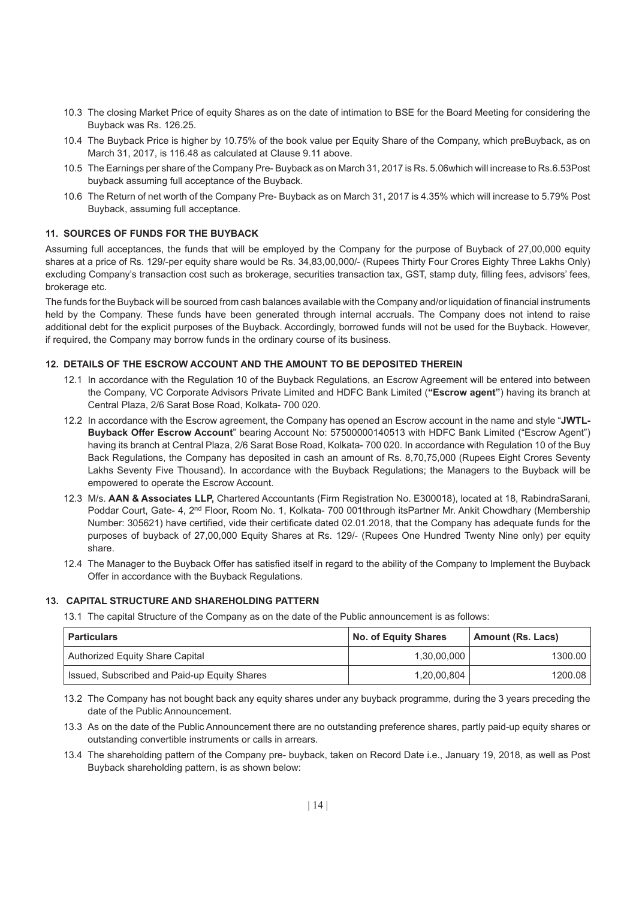10.3 The closing Market Price of equity Shares as on the date of intimation to BSE for the Board Meeting for considering the Buyback was Rs. 126.25.

10.4 The Buyback Price is higher by 10.75% of the book value per Equity Share of the Company, which preBuyback, as on March 31, 2017, is 116.48 as calculated at Clause 9.11 above.

10.5 The Earnings per share of the Company Pre- Buyback as on March 31, 2017 is Rs. 5.06which will increase to Rs.6.53Post buyback assuming full acceptance of the Buyback.

10.6 The Return of net worth of the Company Pre- Buyback as on March 31, 2017 is 4.35% which will increase to 5.79% Post Buyback, assuming full acceptance.

## 11. SOURCES OF FUNDS FOR THE BUYBACK

Assuming full acceptances, the funds that will be employed by the Company for the purpose of Buyback of 27,00,000 equity shares at a price of Rs. 129/-per equity share would be Rs. 34,83,00,000/- (Rupees Thirty Four Crores Eighty Three Lakhs Only) excluding Company's transaction cost such as brokerage, securities transaction tax, GST, stamp duty, filling fees, advisors' fees, brokerage etc.

The funds for the Buyback will be sourced from cash balances available with the Company and/or liquidation of financial instruments held by the Company. These funds have been generated through internal accruals. The Company does not intend to raise additional debt for the explicit purposes of the Buyback. Accordingly, borrowed funds will not be used for the Buyback. However, if required, the Company may borrow funds in the ordinary course of its business.

## 12. DETAILS OF THE ESCROW ACCOUNT AND THE AMOUNT TO BE DEPOSITED THEREIN

12.1 In accordance with the Regulation 10 of the Buyback Regulations, an Escrow Agreement will be entered into between the Company, VC Corporate Advisors Private Limited and HDFC Bank Limited (**"Escrow agent"**) having its branch at Central Plaza, 2/6 Sarat Bose Road, Kolkata- 700 020.

12.2 In accordance with the Escrow agreement, the Company has opened an Escrow account in the name and style "**JWTL-Buyback Offer Escrow Account**" bearing Account No: 57500000140513 with HDFC Bank Limited ("Escrow Agent") having its branch at Central Plaza, 2/6 Sarat Bose Road, Kolkata- 700 020. In accordance with Regulation 10 of the Buy Back Regulations, the Company has deposited in cash an amount of Rs. 8,70,75,000 (Rupees Eight Crores Seventy Lakhs Seventy Five Thousand). In accordance with the Buyback Regulations; the Managers to the Buyback will be empowered to operate the Escrow Account.

12.3 M/s. **AAN & Associates LLP,** Chartered Accountants (Firm Registration No. E300018), located at 18, RabindraSarani, Poddar Court, Gate- 4, 2nd Floor, Room No. 1, Kolkata- 700 001through itsPartner Mr. Ankit Chowdhary (Membership Number: 305621) have certified, vide their certificate dated 02.01.2018, that the Company has adequate funds for the purposes of buyback of 27,00,000 Equity Shares at Rs. 129/- (Rupees One Hundred Twenty Nine only) per equity share.

12.4 The Manager to the Buyback Offer has satisfied itself in regard to the ability of the Company to Implement the Buyback Offer in accordance with the Buyback Regulations.

## 13. CAPITAL STRUCTURE AND SHAREHOLDING PATTERN

13.1 The capital Structure of the Company as on the date of the Public announcement is as follows:

| Particulars | No. of Equity Shares | Amount (Rs. Lacs) |
|---|---|---|
| Authorized Equity Share Capital | 1,30,00,000 | 1300.00 |
| Issued, Subscribed and Paid-up Equity Shares | 1,20,00,804 | 1200.08 |

13.2 The Company has not bought back any equity shares under any buyback programme, during the 3 years preceding the date of the Public Announcement.

13.3 As on the date of the Public Announcement there are no outstanding preference shares, partly paid-up equity shares or outstanding convertible instruments or calls in arrears.

13.4 The shareholding pattern of the Company pre- buyback, taken on Record Date i.e., January 19, 2018, as well as Post Buyback shareholding pattern, is as shown below: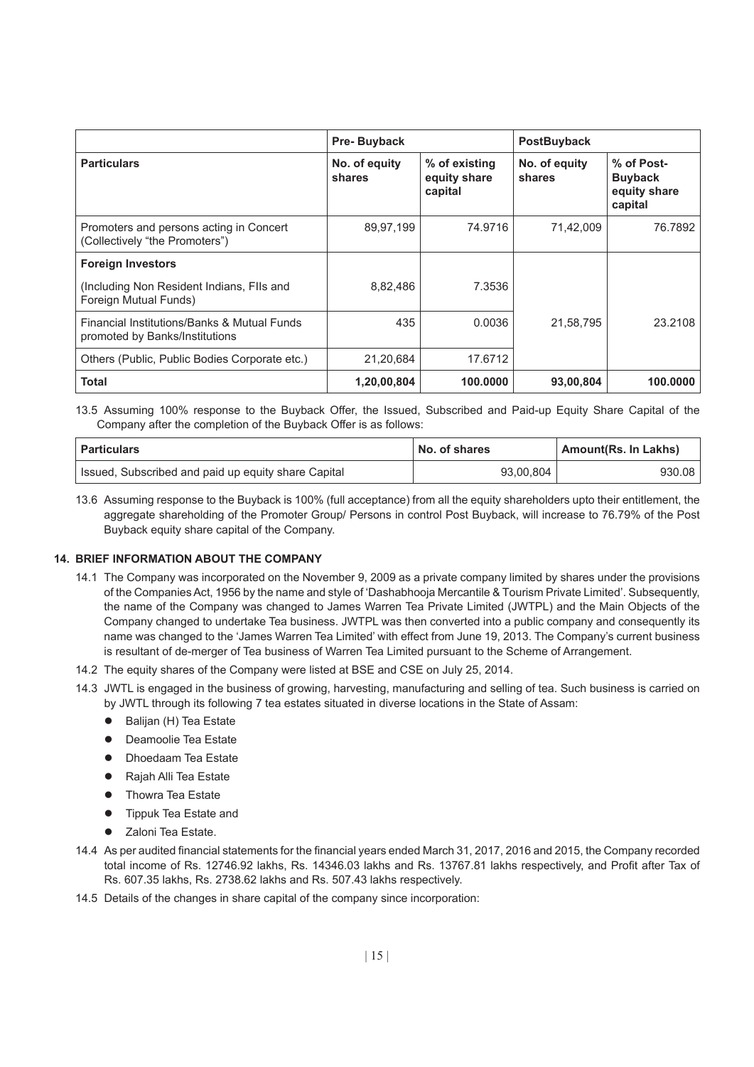| | Pre- Buyback | | PostBuyback | |
|---|---|---|---|---|
| **Particulars** | **No. of equity shares** | **% of existing equity share capital** | **No. of equity shares** | **% of Post-Buyback equity share capital** |
| Promoters and persons acting in Concert (Collectively "the Promoters") | 89,97,199 | 74.9716 | 71,42,009 | 76.7892 |
| **Foreign Investors** (Including Non Resident Indians, FIIs and Foreign Mutual Funds) | 8,82,486 | 7.3536 | 21,58,795 | 23.2108 |
| Financial Institutions/Banks & Mutual Funds promoted by Banks/Institutions | 435 | 0.0036 | | |
| Others (Public, Public Bodies Corporate etc.) | 21,20,684 | 17.6712 | | |
| **Total** | **1,20,00,804** | **100.0000** | **93,00,804** | **100.0000** |

13.5 Assuming 100% response to the Buyback Offer, the Issued, Subscribed and Paid-up Equity Share Capital of the Company after the completion of the Buyback Offer is as follows:

| Particulars | No. of shares | Amount(Rs. In Lakhs) |
|---|---|---|
| Issued, Subscribed and paid up equity share Capital | 93,00,804 | 930.08 |

13.6 Assuming response to the Buyback is 100% (full acceptance) from all the equity shareholders upto their entitlement, the aggregate shareholding of the Promoter Group/ Persons in control Post Buyback, will increase to 76.79% of the Post Buyback equity share capital of the Company.

## 14. BRIEF INFORMATION ABOUT THE COMPANY

14.1 The Company was incorporated on the November 9, 2009 as a private company limited by shares under the provisions of the Companies Act, 1956 by the name and style of 'Dashabhooja Mercantile & Tourism Private Limited'. Subsequently, the name of the Company was changed to James Warren Tea Private Limited (JWTPL) and the Main Objects of the Company changed to undertake Tea business. JWTPL was then converted into a public company and consequently its name was changed to the 'James Warren Tea Limited' with effect from June 19, 2013. The Company's current business is resultant of de-merger of Tea business of Warren Tea Limited pursuant to the Scheme of Arrangement.

14.2 The equity shares of the Company were listed at BSE and CSE on July 25, 2014.

14.3 JWTL is engaged in the business of growing, harvesting, manufacturing and selling of tea. Such business is carried on by JWTL through its following 7 tea estates situated in diverse locations in the State of Assam:

- Balijan (H) Tea Estate
- Deamoolie Tea Estate
- Dhoedaam Tea Estate
- Rajah Alli Tea Estate
- Thowra Tea Estate
- Tippuk Tea Estate and
- Zaloni Tea Estate.

14.4 As per audited financial statements for the financial years ended March 31, 2017, 2016 and 2015, the Company recorded total income of Rs. 12746.92 lakhs, Rs. 14346.03 lakhs and Rs. 13767.81 lakhs respectively, and Profit after Tax of Rs. 607.35 lakhs, Rs. 2738.62 lakhs and Rs. 507.43 lakhs respectively.

14.5 Details of the changes in share capital of the company since incorporation: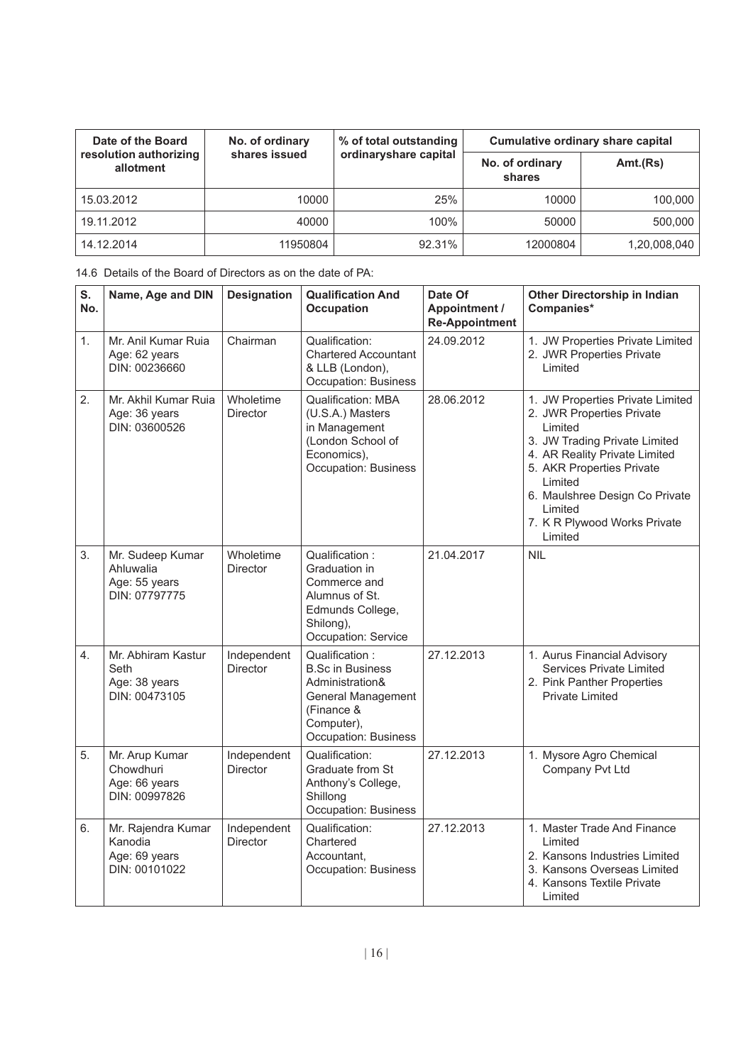| Date of the Board resolution authorizing allotment | No. of ordinary shares issued | % of total outstanding ordinaryshare capital | Cumulative ordinary share capital | |
|---|---|---|---|---|
| | | | No. of ordinary shares | Amt.(Rs) |
| 15.03.2012 | 10000 | 25% | 10000 | 100,000 |
| 19.11.2012 | 40000 | 100% | 50000 | 500,000 |
| 14.12.2014 | 11950804 | 92.31% | 12000804 | 1,20,008,040 |

14.6 Details of the Board of Directors as on the date of PA:

| S. No. | Name, Age and DIN | Designation | Qualification And Occupation | Date Of Appointment / Re-Appointment | Other Directorship in Indian Companies* |
|---|---|---|---|---|---|
| 1. | Mr. Anil Kumar Ruia Age: 62 years DIN: 00236660 | Chairman | Qualification: Chartered Accountant & LLB (London), Occupation: Business | 24.09.2012 | 1. JW Properties Private Limited 2. JWR Properties Private Limited |
| 2. | Mr. Akhil Kumar Ruia Age: 36 years DIN: 03600526 | Wholetime Director | Qualification: MBA (U.S.A.) Masters in Management (London School of Economics), Occupation: Business | 28.06.2012 | 1. JW Properties Private Limited 2. JWR Properties Private Limited 3. JW Trading Private Limited 4. AR Reality Private Limited 5. AKR Properties Private Limited 6. Maulshree Design Co Private Limited 7. K R Plywood Works Private Limited |
| 3. | Mr. Sudeep Kumar Ahluwalia Age: 55 years DIN: 07797775 | Wholetime Director | Qualification : Graduation in Commerce and Alumnus of St. Edmunds College, Shilong), Occupation: Service | 21.04.2017 | NIL |
| 4. | Mr. Abhiram Kastur Seth Age: 38 years DIN: 00473105 | Independent Director | Qualification : B.Sc in Business Administration& General Management (Finance & Computer), Occupation: Business | 27.12.2013 | 1. Aurus Financial Advisory Services Private Limited 2. Pink Panther Properties Private Limited |
| 5. | Mr. Arup Kumar Chowdhuri Age: 66 years DIN: 00997826 | Independent Director | Qualification: Graduate from St Anthony's College, Shillong Occupation: Business | 27.12.2013 | 1. Mysore Agro Chemical Company Pvt Ltd |
| 6. | Mr. Rajendra Kumar Kanodia Age: 69 years DIN: 00101022 | Independent Director | Qualification: Chartered Accountant, Occupation: Business | 27.12.2013 | 1. Master Trade And Finance Limited 2. Kansons Industries Limited 3. Kansons Overseas Limited 4. Kansons Textile Private Limited |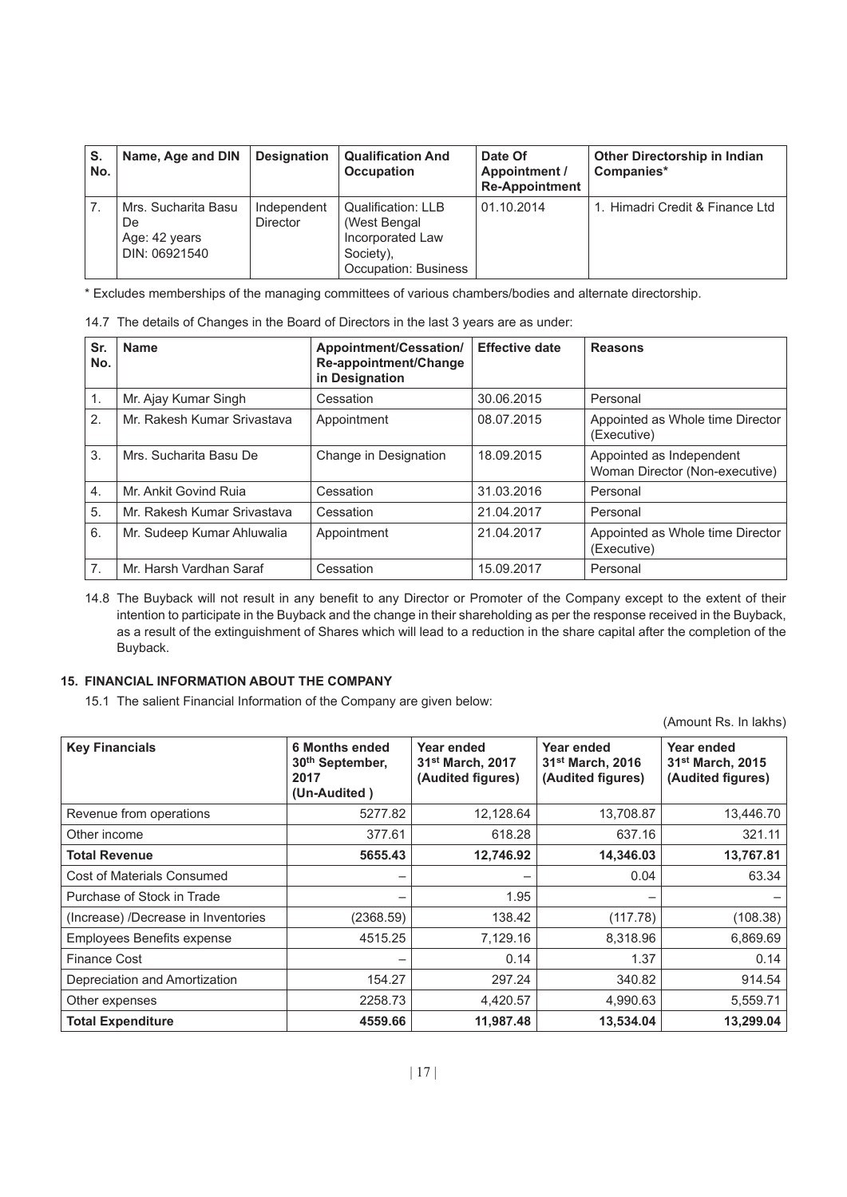| S. No. | Name, Age and DIN | Designation | Qualification And Occupation | Date Of Appointment / Re-Appointment | Other Directorship in Indian Companies* |
|---|---|---|---|---|---|
| 7. | Mrs. Sucharita Basu De<br>Age: 42 years<br>DIN: 06921540 | Independent Director | Qualification: LLB (West Bengal Incorporated Law Society),<br>Occupation: Business | 01.10.2014 | 1. Himadri Credit & Finance Ltd |

* Excludes memberships of the managing committees of various chambers/bodies and alternate directorship.

14.7 The details of Changes in the Board of Directors in the last 3 years are as under:

| Sr. No. | Name | Appointment/Cessation/ Re-appointment/Change in Designation | Effective date | Reasons |
|---|---|---|---|---|
| 1. | Mr. Ajay Kumar Singh | Cessation | 30.06.2015 | Personal |
| 2. | Mr. Rakesh Kumar Srivastava | Appointment | 08.07.2015 | Appointed as Whole time Director (Executive) |
| 3. | Mrs. Sucharita Basu De | Change in Designation | 18.09.2015 | Appointed as Independent Woman Director (Non-executive) |
| 4. | Mr. Ankit Govind Ruia | Cessation | 31.03.2016 | Personal |
| 5. | Mr. Rakesh Kumar Srivastava | Cessation | 21.04.2017 | Personal |
| 6. | Mr. Sudeep Kumar Ahluwalia | Appointment | 21.04.2017 | Appointed as Whole time Director (Executive) |
| 7. | Mr. Harsh Vardhan Saraf | Cessation | 15.09.2017 | Personal |

14.8 The Buyback will not result in any benefit to any Director or Promoter of the Company except to the extent of their intention to participate in the Buyback and the change in their shareholding as per the response received in the Buyback, as a result of the extinguishment of Shares which will lead to a reduction in the share capital after the completion of the Buyback.

## 15. FINANCIAL INFORMATION ABOUT THE COMPANY

15.1 The salient Financial Information of the Company are given below:

(Amount Rs. In lakhs)

| Key Financials | 6 Months ended 30th September, 2017 (Un-Audited ) | Year ended 31st March, 2017 (Audited figures) | Year ended 31st March, 2016 (Audited figures) | Year ended 31st March, 2015 (Audited figures) |
|---|---|---|---|---|
| Revenue from operations | 5277.82 | 12,128.64 | 13,708.87 | 13,446.70 |
| Other income | 377.61 | 618.28 | 637.16 | 321.11 |
| **Total Revenue** | **5655.43** | **12,746.92** | **14,346.03** | **13,767.81** |
| Cost of Materials Consumed | – | – | 0.04 | 63.34 |
| Purchase of Stock in Trade | – | 1.95 | – | – |
| (Increase) /Decrease in Inventories | (2368.59) | 138.42 | (117.78) | (108.38) |
| Employees Benefits expense | 4515.25 | 7,129.16 | 8,318.96 | 6,869.69 |
| Finance Cost | – | 0.14 | 1.37 | 0.14 |
| Depreciation and Amortization | 154.27 | 297.24 | 340.82 | 914.54 |
| Other expenses | 2258.73 | 4,420.57 | 4,990.63 | 5,559.71 |
| **Total Expenditure** | **4559.66** | **11,987.48** | **13,534.04** | **13,299.04** |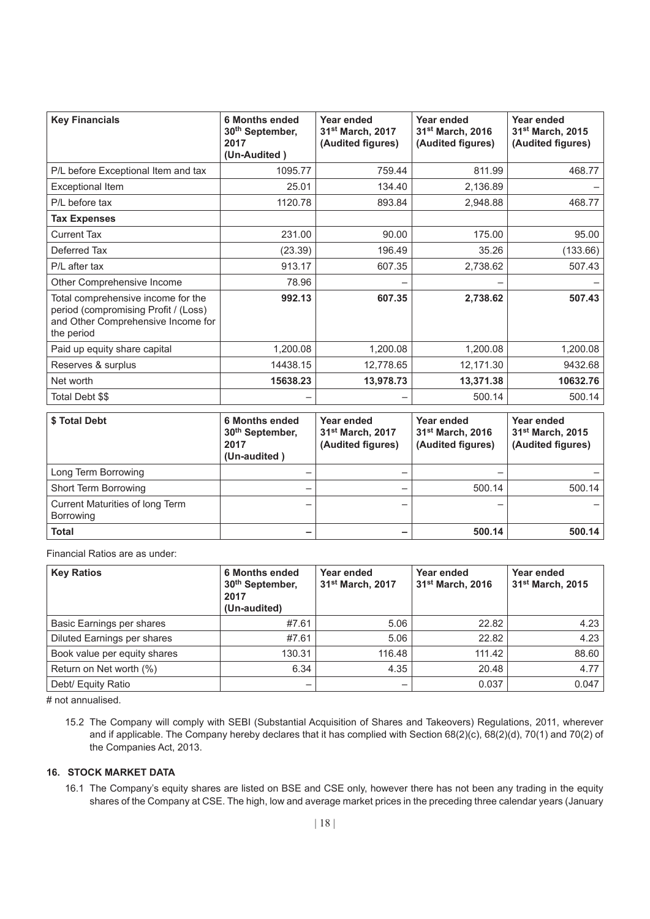| Key Financials | 6 Months ended 30th September, 2017 (Un-Audited ) | Year ended 31st March, 2017 (Audited figures) | Year ended 31st March, 2016 (Audited figures) | Year ended 31st March, 2015 (Audited figures) |
|---|---|---|---|---|
| P/L before Exceptional Item and tax | 1095.77 | 759.44 | 811.99 | 468.77 |
| Exceptional Item | 25.01 | 134.40 | 2,136.89 | – |
| P/L before tax | 1120.78 | 893.84 | 2,948.88 | 468.77 |
| **Tax Expenses** | | | | |
| Current Tax | 231.00 | 90.00 | 175.00 | 95.00 |
| Deferred Tax | (23.39) | 196.49 | 35.26 | (133.66) |
| P/L after tax | 913.17 | 607.35 | 2,738.62 | 507.43 |
| Other Comprehensive Income | 78.96 | – | – | – |
| Total comprehensive income for the period (compromising Profit / (Loss) and Other Comprehensive Income for the period | **992.13** | **607.35** | **2,738.62** | **507.43** |
| Paid up equity share capital | 1,200.08 | 1,200.08 | 1,200.08 | 1,200.08 |
| Reserves & surplus | 14438.15 | 12,778.65 | 12,171.30 | 9432.68 |
| Net worth | **15638.23** | **13,978.73** | **13,371.38** | **10632.76** |
| Total Debt $$ | – | – | 500.14 | 500.14 |

| $ Total Debt | 6 Months ended 30th September, 2017 (Un-audited ) | Year ended 31st March, 2017 (Audited figures) | Year ended 31st March, 2016 (Audited figures) | Year ended 31st March, 2015 (Audited figures) |
|---|---|---|---|---|
| Long Term Borrowing | – | – | – | – |
| Short Term Borrowing | – | – | 500.14 | 500.14 |
| Current Maturities of long Term Borrowing | – | – | – | – |
| **Total** | **–** | **–** | **500.14** | **500.14** |

Financial Ratios are as under:

| Key Ratios | 6 Months ended 30th September, 2017 (Un-audited) | Year ended 31st March, 2017 | Year ended 31st March, 2016 | Year ended 31st March, 2015 |
|---|---|---|---|---|
| Basic Earnings per shares | #7.61 | 5.06 | 22.82 | 4.23 |
| Diluted Earnings per shares | #7.61 | 5.06 | 22.82 | 4.23 |
| Book value per equity shares | 130.31 | 116.48 | 111.42 | 88.60 |
| Return on Net worth (%) | 6.34 | 4.35 | 20.48 | 4.77 |
| Debt/ Equity Ratio | – | – | 0.037 | 0.047 |

# not annualised.

15.2 The Company will comply with SEBI (Substantial Acquisition of Shares and Takeovers) Regulations, 2011, wherever and if applicable. The Company hereby declares that it has complied with Section 68(2)(c), 68(2)(d), 70(1) and 70(2) of the Companies Act, 2013.

## 16. STOCK MARKET DATA

16.1 The Company's equity shares are listed on BSE and CSE only, however there has not been any trading in the equity shares of the Company at CSE. The high, low and average market prices in the preceding three calendar years (January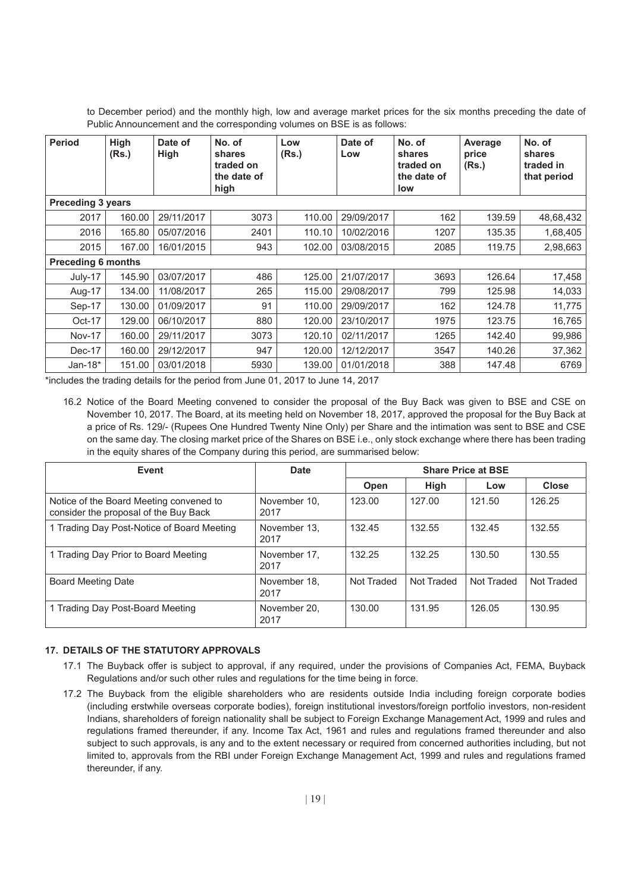to December period) and the monthly high, low and average market prices for the six months preceding the date of Public Announcement and the corresponding volumes on BSE is as follows:

| Period | High (Rs.) | Date of High | No. of shares traded on the date of high | Low (Rs.) | Date of Low | No. of shares traded on the date of low | Average price (Rs.) | No. of shares traded in that period |
|---|---|---|---|---|---|---|---|---|
| **Preceding 3 years** | | | | | | | | |
| 2017 | 160.00 | 29/11/2017 | 3073 | 110.00 | 29/09/2017 | 162 | 139.59 | 48,68,432 |
| 2016 | 165.80 | 05/07/2016 | 2401 | 110.10 | 10/02/2016 | 1207 | 135.35 | 1,68,405 |
| 2015 | 167.00 | 16/01/2015 | 943 | 102.00 | 03/08/2015 | 2085 | 119.75 | 2,98,663 |
| **Preceding 6 months** | | | | | | | | |
| July-17 | 145.90 | 03/07/2017 | 486 | 125.00 | 21/07/2017 | 3693 | 126.64 | 17,458 |
| Aug-17 | 134.00 | 11/08/2017 | 265 | 115.00 | 29/08/2017 | 799 | 125.98 | 14,033 |
| Sep-17 | 130.00 | 01/09/2017 | 91 | 110.00 | 29/09/2017 | 162 | 124.78 | 11,775 |
| Oct-17 | 129.00 | 06/10/2017 | 880 | 120.00 | 23/10/2017 | 1975 | 123.75 | 16,765 |
| Nov-17 | 160.00 | 29/11/2017 | 3073 | 120.10 | 02/11/2017 | 1265 | 142.40 | 99,986 |
| Dec-17 | 160.00 | 29/12/2017 | 947 | 120.00 | 12/12/2017 | 3547 | 140.26 | 37,362 |
| Jan-18* | 151.00 | 03/01/2018 | 5930 | 139.00 | 01/01/2018 | 388 | 147.48 | 6769 |

*includes the trading details for the period from June 01, 2017 to June 14, 2017

16.2 Notice of the Board Meeting convened to consider the proposal of the Buy Back was given to BSE and CSE on November 10, 2017. The Board, at its meeting held on November 18, 2017, approved the proposal for the Buy Back at a price of Rs. 129/- (Rupees One Hundred Twenty Nine Only) per Share and the intimation was sent to BSE and CSE on the same day. The closing market price of the Shares on BSE i.e., only stock exchange where there has been trading in the equity shares of the Company during this period, are summarised below:

| Event | Date | Share Price at BSE | | | |
|---|---|---|---|---|---|
| | | Open | High | Low | Close |
| Notice of the Board Meeting convened to consider the proposal of the Buy Back | November 10, 2017 | 123.00 | 127.00 | 121.50 | 126.25 |
| 1 Trading Day Post-Notice of Board Meeting | November 13, 2017 | 132.45 | 132.55 | 132.45 | 132.55 |
| 1 Trading Day Prior to Board Meeting | November 17, 2017 | 132.25 | 132.25 | 130.50 | 130.55 |
| Board Meeting Date | November 18, 2017 | Not Traded | Not Traded | Not Traded | Not Traded |
| 1 Trading Day Post-Board Meeting | November 20, 2017 | 130.00 | 131.95 | 126.05 | 130.95 |

## 17. DETAILS OF THE STATUTORY APPROVALS

17.1 The Buyback offer is subject to approval, if any required, under the provisions of Companies Act, FEMA, Buyback Regulations and/or such other rules and regulations for the time being in force.

17.2 The Buyback from the eligible shareholders who are residents outside India including foreign corporate bodies (including erstwhile overseas corporate bodies), foreign institutional investors/foreign portfolio investors, non-resident Indians, shareholders of foreign nationality shall be subject to Foreign Exchange Management Act, 1999 and rules and regulations framed thereunder, if any. Income Tax Act, 1961 and rules and regulations framed thereunder and also subject to such approvals, is any and to the extent necessary or required from concerned authorities including, but not limited to, approvals from the RBI under Foreign Exchange Management Act, 1999 and rules and regulations framed thereunder, if any.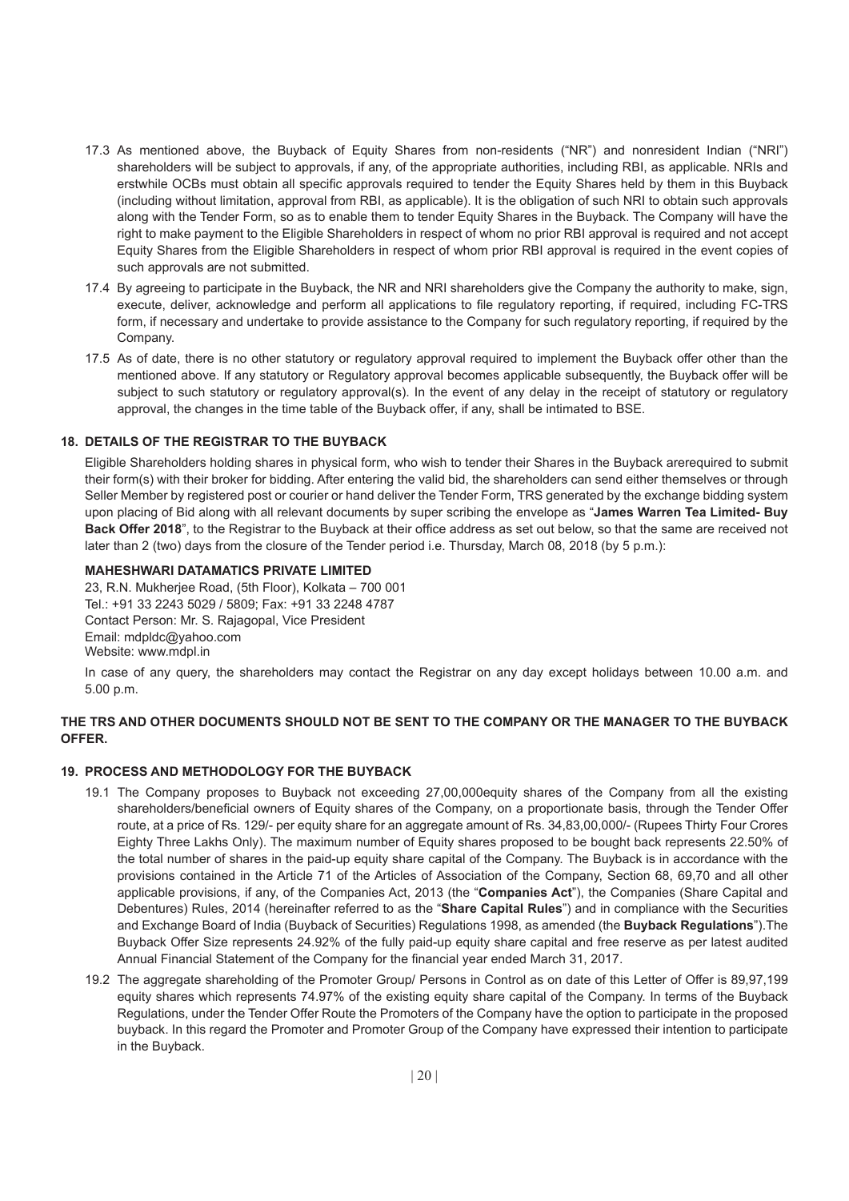17.3 As mentioned above, the Buyback of Equity Shares from non-residents ("NR") and nonresident Indian ("NRI") shareholders will be subject to approvals, if any, of the appropriate authorities, including RBI, as applicable. NRIs and erstwhile OCBs must obtain all specific approvals required to tender the Equity Shares held by them in this Buyback (including without limitation, approval from RBI, as applicable). It is the obligation of such NRI to obtain such approvals along with the Tender Form, so as to enable them to tender Equity Shares in the Buyback. The Company will have the right to make payment to the Eligible Shareholders in respect of whom no prior RBI approval is required and not accept Equity Shares from the Eligible Shareholders in respect of whom prior RBI approval is required in the event copies of such approvals are not submitted.

17.4 By agreeing to participate in the Buyback, the NR and NRI shareholders give the Company the authority to make, sign, execute, deliver, acknowledge and perform all applications to file regulatory reporting, if required, including FC-TRS form, if necessary and undertake to provide assistance to the Company for such regulatory reporting, if required by the Company.

17.5 As of date, there is no other statutory or regulatory approval required to implement the Buyback offer other than the mentioned above. If any statutory or Regulatory approval becomes applicable subsequently, the Buyback offer will be subject to such statutory or regulatory approval(s). In the event of any delay in the receipt of statutory or regulatory approval, the changes in the time table of the Buyback offer, if any, shall be intimated to BSE.

## 18. DETAILS OF THE REGISTRAR TO THE BUYBACK

Eligible Shareholders holding shares in physical form, who wish to tender their Shares in the Buyback arerequired to submit their form(s) with their broker for bidding. After entering the valid bid, the shareholders can send either themselves or through Seller Member by registered post or courier or hand deliver the Tender Form, TRS generated by the exchange bidding system upon placing of Bid along with all relevant documents by super scribing the envelope as "**James Warren Tea Limited- Buy Back Offer 2018**", to the Registrar to the Buyback at their office address as set out below, so that the same are received not later than 2 (two) days from the closure of the Tender period i.e. Thursday, March 08, 2018 (by 5 p.m.):

**MAHESHWARI DATAMATICS PRIVATE LIMITED**
23, R.N. Mukherjee Road, (5th Floor), Kolkata – 700 001
Tel.: +91 33 2243 5029 / 5809; Fax: +91 33 2248 4787
Contact Person: Mr. S. Rajagopal, Vice President
Email: mdpldc@yahoo.com
Website: www.mdpl.in

In case of any query, the shareholders may contact the Registrar on any day except holidays between 10.00 a.m. and 5.00 p.m.

**THE TRS AND OTHER DOCUMENTS SHOULD NOT BE SENT TO THE COMPANY OR THE MANAGER TO THE BUYBACK OFFER.**

## 19. PROCESS AND METHODOLOGY FOR THE BUYBACK

19.1 The Company proposes to Buyback not exceeding 27,00,000equity shares of the Company from all the existing shareholders/beneficial owners of Equity shares of the Company, on a proportionate basis, through the Tender Offer route, at a price of Rs. 129/- per equity share for an aggregate amount of Rs. 34,83,00,000/- (Rupees Thirty Four Crores Eighty Three Lakhs Only). The maximum number of Equity shares proposed to be bought back represents 22.50% of the total number of shares in the paid-up equity share capital of the Company. The Buyback is in accordance with the provisions contained in the Article 71 of the Articles of Association of the Company, Section 68, 69,70 and all other applicable provisions, if any, of the Companies Act, 2013 (the "**Companies Act**"), the Companies (Share Capital and Debentures) Rules, 2014 (hereinafter referred to as the "**Share Capital Rules**") and in compliance with the Securities and Exchange Board of India (Buyback of Securities) Regulations 1998, as amended (the **Buyback Regulations**").The Buyback Offer Size represents 24.92% of the fully paid-up equity share capital and free reserve as per latest audited Annual Financial Statement of the Company for the financial year ended March 31, 2017.

19.2 The aggregate shareholding of the Promoter Group/ Persons in Control as on date of this Letter of Offer is 89,97,199 equity shares which represents 74.97% of the existing equity share capital of the Company. In terms of the Buyback Regulations, under the Tender Offer Route the Promoters of the Company have the option to participate in the proposed buyback. In this regard the Promoter and Promoter Group of the Company have expressed their intention to participate in the Buyback.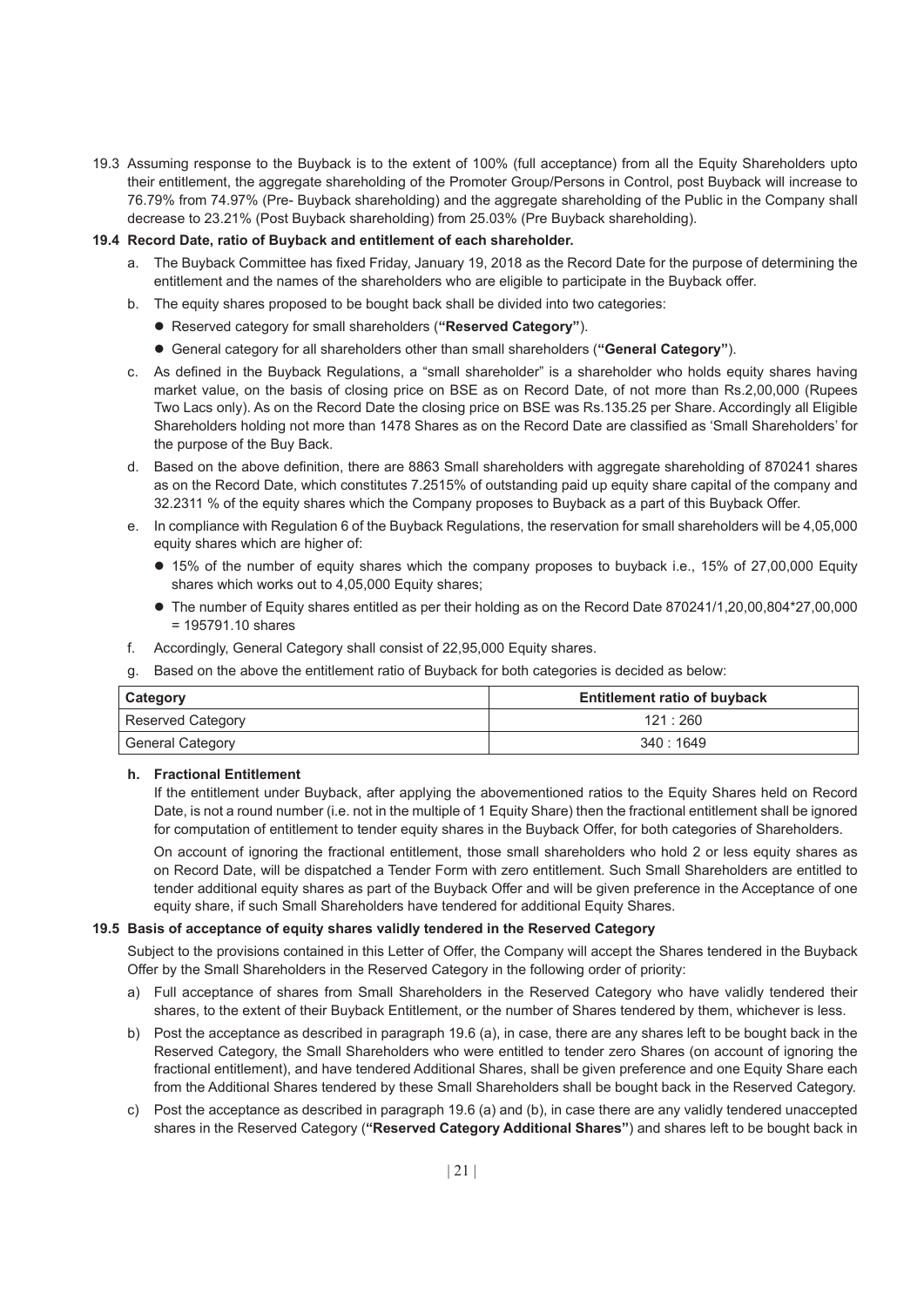19.3 Assuming response to the Buyback is to the extent of 100% (full acceptance) from all the Equity Shareholders upto their entitlement, the aggregate shareholding of the Promoter Group/Persons in Control, post Buyback will increase to 76.79% from 74.97% (Pre- Buyback shareholding) and the aggregate shareholding of the Public in the Company shall decrease to 23.21% (Post Buyback shareholding) from 25.03% (Pre Buyback shareholding).

**19.4 Record Date, ratio of Buyback and entitlement of each shareholder.**

a. The Buyback Committee has fixed Friday, January 19, 2018 as the Record Date for the purpose of determining the entitlement and the names of the shareholders who are eligible to participate in the Buyback offer.

b. The equity shares proposed to be bought back shall be divided into two categories:

- Reserved category for small shareholders (**"Reserved Category"**).
- General category for all shareholders other than small shareholders (**"General Category"**).

c. As defined in the Buyback Regulations, a "small shareholder" is a shareholder who holds equity shares having market value, on the basis of closing price on BSE as on Record Date, of not more than Rs.2,00,000 (Rupees Two Lacs only). As on the Record Date the closing price on BSE was Rs.135.25 per Share. Accordingly all Eligible Shareholders holding not more than 1478 Shares as on the Record Date are classified as 'Small Shareholders' for the purpose of the Buy Back.

d. Based on the above definition, there are 8863 Small shareholders with aggregate shareholding of 870241 shares as on the Record Date, which constitutes 7.2515% of outstanding paid up equity share capital of the company and 32.2311 % of the equity shares which the Company proposes to Buyback as a part of this Buyback Offer.

e. In compliance with Regulation 6 of the Buyback Regulations, the reservation for small shareholders will be 4,05,000 equity shares which are higher of:

- 15% of the number of equity shares which the company proposes to buyback i.e., 15% of 27,00,000 Equity shares which works out to 4,05,000 Equity shares;
- The number of Equity shares entitled as per their holding as on the Record Date 870241/1,20,00,804*27,00,000 = 195791.10 shares

f. Accordingly, General Category shall consist of 22,95,000 Equity shares.

g. Based on the above the entitlement ratio of Buyback for both categories is decided as below:

| Category | Entitlement ratio of buyback |
|---|---|
| Reserved Category | 121 : 260 |
| General Category | 340 : 1649 |

**h. Fractional Entitlement**

If the entitlement under Buyback, after applying the abovementioned ratios to the Equity Shares held on Record Date, is not a round number (i.e. not in the multiple of 1 Equity Share) then the fractional entitlement shall be ignored for computation of entitlement to tender equity shares in the Buyback Offer, for both categories of Shareholders.

On account of ignoring the fractional entitlement, those small shareholders who hold 2 or less equity shares as on Record Date, will be dispatched a Tender Form with zero entitlement. Such Small Shareholders are entitled to tender additional equity shares as part of the Buyback Offer and will be given preference in the Acceptance of one equity share, if such Small Shareholders have tendered for additional Equity Shares.

**19.5 Basis of acceptance of equity shares validly tendered in the Reserved Category**

Subject to the provisions contained in this Letter of Offer, the Company will accept the Shares tendered in the Buyback Offer by the Small Shareholders in the Reserved Category in the following order of priority:

a) Full acceptance of shares from Small Shareholders in the Reserved Category who have validly tendered their shares, to the extent of their Buyback Entitlement, or the number of Shares tendered by them, whichever is less.

b) Post the acceptance as described in paragraph 19.6 (a), in case, there are any shares left to be bought back in the Reserved Category, the Small Shareholders who were entitled to tender zero Shares (on account of ignoring the fractional entitlement), and have tendered Additional Shares, shall be given preference and one Equity Share each from the Additional Shares tendered by these Small Shareholders shall be bought back in the Reserved Category.

c) Post the acceptance as described in paragraph 19.6 (a) and (b), in case there are any validly tendered unaccepted shares in the Reserved Category (**"Reserved Category Additional Shares"**) and shares left to be bought back in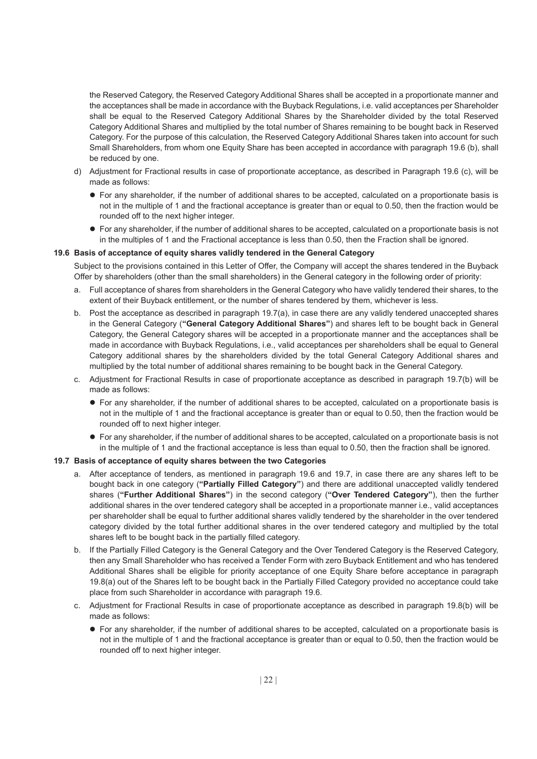the Reserved Category, the Reserved Category Additional Shares shall be accepted in a proportionate manner and the acceptances shall be made in accordance with the Buyback Regulations, i.e. valid acceptances per Shareholder shall be equal to the Reserved Category Additional Shares by the Shareholder divided by the total Reserved Category Additional Shares and multiplied by the total number of Shares remaining to be bought back in Reserved Category. For the purpose of this calculation, the Reserved Category Additional Shares taken into account for such Small Shareholders, from whom one Equity Share has been accepted in accordance with paragraph 19.6 (b), shall be reduced by one.

d) Adjustment for Fractional results in case of proportionate acceptance, as described in Paragraph 19.6 (c), will be made as follows:

- For any shareholder, if the number of additional shares to be accepted, calculated on a proportionate basis is not in the multiple of 1 and the fractional acceptance is greater than or equal to 0.50, then the fraction would be rounded off to the next higher integer.
- For any shareholder, if the number of additional shares to be accepted, calculated on a proportionate basis is not in the multiples of 1 and the Fractional acceptance is less than 0.50, then the Fraction shall be ignored.

**19.6 Basis of acceptance of equity shares validly tendered in the General Category**

Subject to the provisions contained in this Letter of Offer, the Company will accept the shares tendered in the Buyback Offer by shareholders (other than the small shareholders) in the General category in the following order of priority:

a. Full acceptance of shares from shareholders in the General Category who have validly tendered their shares, to the extent of their Buyback entitlement, or the number of shares tendered by them, whichever is less.

b. Post the acceptance as described in paragraph 19.7(a), in case there are any validly tendered unaccepted shares in the General Category (**"General Category Additional Shares"**) and shares left to be bought back in General Category, the General Category shares will be accepted in a proportionate manner and the acceptances shall be made in accordance with Buyback Regulations, i.e., valid acceptances per shareholders shall be equal to General Category additional shares by the shareholders divided by the total General Category Additional shares and multiplied by the total number of additional shares remaining to be bought back in the General Category.

c. Adjustment for Fractional Results in case of proportionate acceptance as described in paragraph 19.7(b) will be made as follows:

- For any shareholder, if the number of additional shares to be accepted, calculated on a proportionate basis is not in the multiple of 1 and the fractional acceptance is greater than or equal to 0.50, then the fraction would be rounded off to next higher integer.
- For any shareholder, if the number of additional shares to be accepted, calculated on a proportionate basis is not in the multiple of 1 and the fractional acceptance is less than equal to 0.50, then the fraction shall be ignored.

**19.7 Basis of acceptance of equity shares between the two Categories**

a. After acceptance of tenders, as mentioned in paragraph 19.6 and 19.7, in case there are any shares left to be bought back in one category (**"Partially Filled Category"**) and there are additional unaccepted validly tendered shares (**"Further Additional Shares"**) in the second category (**"Over Tendered Category"**), then the further additional shares in the over tendered category shall be accepted in a proportionate manner i.e., valid acceptances per shareholder shall be equal to further additional shares validly tendered by the shareholder in the over tendered category divided by the total further additional shares in the over tendered category and multiplied by the total shares left to be bought back in the partially filled category.

b. If the Partially Filled Category is the General Category and the Over Tendered Category is the Reserved Category, then any Small Shareholder who has received a Tender Form with zero Buyback Entitlement and who has tendered Additional Shares shall be eligible for priority acceptance of one Equity Share before acceptance in paragraph 19.8(a) out of the Shares left to be bought back in the Partially Filled Category provided no acceptance could take place from such Shareholder in accordance with paragraph 19.6.

c. Adjustment for Fractional Results in case of proportionate acceptance as described in paragraph 19.8(b) will be made as follows:

- For any shareholder, if the number of additional shares to be accepted, calculated on a proportionate basis is not in the multiple of 1 and the fractional acceptance is greater than or equal to 0.50, then the fraction would be rounded off to next higher integer.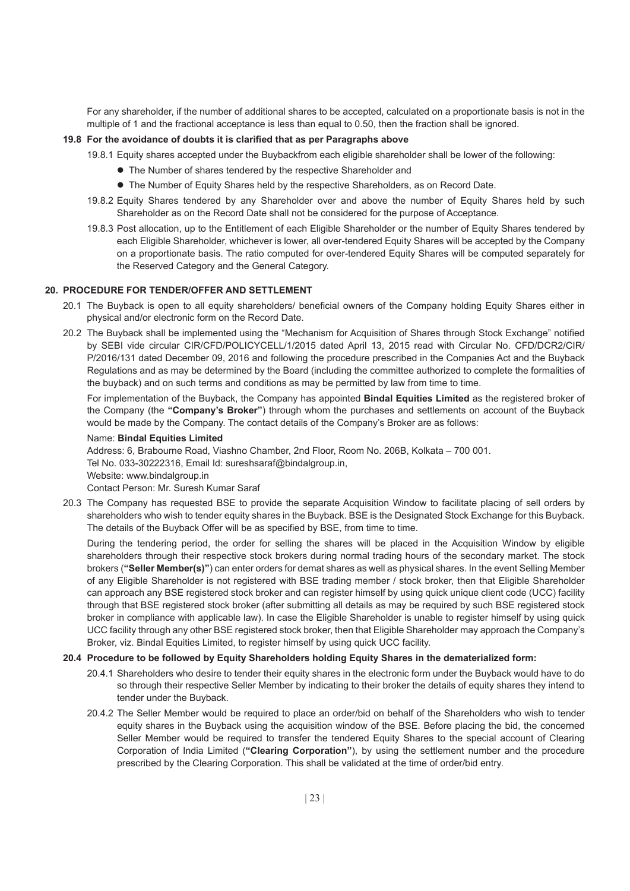For any shareholder, if the number of additional shares to be accepted, calculated on a proportionate basis is not in the multiple of 1 and the fractional acceptance is less than equal to 0.50, then the fraction shall be ignored.

**19.8 For the avoidance of doubts it is clarified that as per Paragraphs above**

19.8.1 Equity shares accepted under the Buybackfrom each eligible shareholder shall be lower of the following:

- The Number of shares tendered by the respective Shareholder and
- The Number of Equity Shares held by the respective Shareholders, as on Record Date.

19.8.2 Equity Shares tendered by any Shareholder over and above the number of Equity Shares held by such Shareholder as on the Record Date shall not be considered for the purpose of Acceptance.

19.8.3 Post allocation, up to the Entitlement of each Eligible Shareholder or the number of Equity Shares tendered by each Eligible Shareholder, whichever is lower, all over-tendered Equity Shares will be accepted by the Company on a proportionate basis. The ratio computed for over-tendered Equity Shares will be computed separately for the Reserved Category and the General Category.

## 20. PROCEDURE FOR TENDER/OFFER AND SETTLEMENT

20.1 The Buyback is open to all equity shareholders/ beneficial owners of the Company holding Equity Shares either in physical and/or electronic form on the Record Date.

20.2 The Buyback shall be implemented using the "Mechanism for Acquisition of Shares through Stock Exchange" notified by SEBI vide circular CIR/CFD/POLICYCELL/1/2015 dated April 13, 2015 read with Circular No. CFD/DCR2/CIR/P/2016/131 dated December 09, 2016 and following the procedure prescribed in the Companies Act and the Buyback Regulations and as may be determined by the Board (including the committee authorized to complete the formalities of the buyback) and on such terms and conditions as may be permitted by law from time to time.

For implementation of the Buyback, the Company has appointed **Bindal Equities Limited** as the registered broker of the Company (the **"Company's Broker"**) through whom the purchases and settlements on account of the Buyback would be made by the Company. The contact details of the Company's Broker are as follows:

Name: **Bindal Equities Limited**
Address: 6, Brabourne Road, Viashno Chamber, 2nd Floor, Room No. 206B, Kolkata – 700 001.
Tel No. 033-30222316, Email Id: sureshsaraf@bindalgroup.in,
Website: www.bindalgroup.in
Contact Person: Mr. Suresh Kumar Saraf

20.3 The Company has requested BSE to provide the separate Acquisition Window to facilitate placing of sell orders by shareholders who wish to tender equity shares in the Buyback. BSE is the Designated Stock Exchange for this Buyback. The details of the Buyback Offer will be as specified by BSE, from time to time.

During the tendering period, the order for selling the shares will be placed in the Acquisition Window by eligible shareholders through their respective stock brokers during normal trading hours of the secondary market. The stock brokers (**"Seller Member(s)"**) can enter orders for demat shares as well as physical shares. In the event Selling Member of any Eligible Shareholder is not registered with BSE trading member / stock broker, then that Eligible Shareholder can approach any BSE registered stock broker and can register himself by using quick unique client code (UCC) facility through that BSE registered stock broker (after submitting all details as may be required by such BSE registered stock broker in compliance with applicable law). In case the Eligible Shareholder is unable to register himself by using quick UCC facility through any other BSE registered stock broker, then that Eligible Shareholder may approach the Company's Broker, viz. Bindal Equities Limited, to register himself by using quick UCC facility.

**20.4 Procedure to be followed by Equity Shareholders holding Equity Shares in the dematerialized form:**

20.4.1 Shareholders who desire to tender their equity shares in the electronic form under the Buyback would have to do so through their respective Seller Member by indicating to their broker the details of equity shares they intend to tender under the Buyback.

20.4.2 The Seller Member would be required to place an order/bid on behalf of the Shareholders who wish to tender equity shares in the Buyback using the acquisition window of the BSE. Before placing the bid, the concerned Seller Member would be required to transfer the tendered Equity Shares to the special account of Clearing Corporation of India Limited (**"Clearing Corporation"**), by using the settlement number and the procedure prescribed by the Clearing Corporation. This shall be validated at the time of order/bid entry.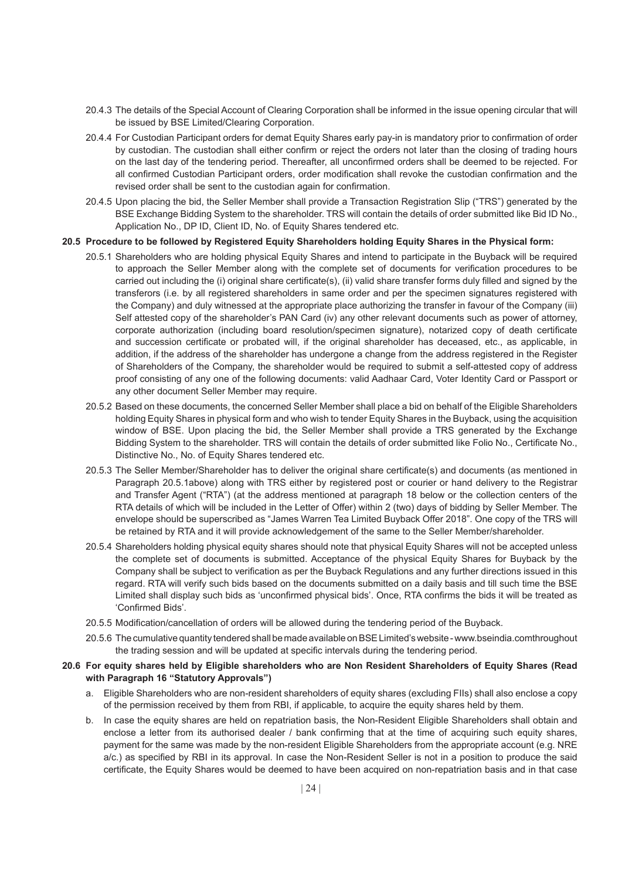20.4.3 The details of the Special Account of Clearing Corporation shall be informed in the issue opening circular that will be issued by BSE Limited/Clearing Corporation.

20.4.4 For Custodian Participant orders for demat Equity Shares early pay-in is mandatory prior to confirmation of order by custodian. The custodian shall either confirm or reject the orders not later than the closing of trading hours on the last day of the tendering period. Thereafter, all unconfirmed orders shall be deemed to be rejected. For all confirmed Custodian Participant orders, order modification shall revoke the custodian confirmation and the revised order shall be sent to the custodian again for confirmation.

20.4.5 Upon placing the bid, the Seller Member shall provide a Transaction Registration Slip ("TRS") generated by the BSE Exchange Bidding System to the shareholder. TRS will contain the details of order submitted like Bid ID No., Application No., DP ID, Client ID, No. of Equity Shares tendered etc.

**20.5 Procedure to be followed by Registered Equity Shareholders holding Equity Shares in the Physical form:**

20.5.1 Shareholders who are holding physical Equity Shares and intend to participate in the Buyback will be required to approach the Seller Member along with the complete set of documents for verification procedures to be carried out including the (i) original share certificate(s), (ii) valid share transfer forms duly filled and signed by the transferors (i.e. by all registered shareholders in same order and per the specimen signatures registered with the Company) and duly witnessed at the appropriate place authorizing the transfer in favour of the Company (iii) Self attested copy of the shareholder's PAN Card (iv) any other relevant documents such as power of attorney, corporate authorization (including board resolution/specimen signature), notarized copy of death certificate and succession certificate or probated will, if the original shareholder has deceased, etc., as applicable, in addition, if the address of the shareholder has undergone a change from the address registered in the Register of Shareholders of the Company, the shareholder would be required to submit a self-attested copy of address proof consisting of any one of the following documents: valid Aadhaar Card, Voter Identity Card or Passport or any other document Seller Member may require.

20.5.2 Based on these documents, the concerned Seller Member shall place a bid on behalf of the Eligible Shareholders holding Equity Shares in physical form and who wish to tender Equity Shares in the Buyback, using the acquisition window of BSE. Upon placing the bid, the Seller Member shall provide a TRS generated by the Exchange Bidding System to the shareholder. TRS will contain the details of order submitted like Folio No., Certificate No., Distinctive No., No. of Equity Shares tendered etc.

20.5.3 The Seller Member/Shareholder has to deliver the original share certificate(s) and documents (as mentioned in Paragraph 20.5.1above) along with TRS either by registered post or courier or hand delivery to the Registrar and Transfer Agent ("RTA") (at the address mentioned at paragraph 18 below or the collection centers of the RTA details of which will be included in the Letter of Offer) within 2 (two) days of bidding by Seller Member. The envelope should be superscribed as "James Warren Tea Limited Buyback Offer 2018". One copy of the TRS will be retained by RTA and it will provide acknowledgement of the same to the Seller Member/shareholder.

20.5.4 Shareholders holding physical equity shares should note that physical Equity Shares will not be accepted unless the complete set of documents is submitted. Acceptance of the physical Equity Shares for Buyback by the Company shall be subject to verification as per the Buyback Regulations and any further directions issued in this regard. RTA will verify such bids based on the documents submitted on a daily basis and till such time the BSE Limited shall display such bids as 'unconfirmed physical bids'. Once, RTA confirms the bids it will be treated as 'Confirmed Bids'.

20.5.5 Modification/cancellation of orders will be allowed during the tendering period of the Buyback.

20.5.6 The cumulative quantity tendered shall be made available on BSE Limited's website - www.bseindia.comthroughout the trading session and will be updated at specific intervals during the tendering period.

**20.6 For equity shares held by Eligible shareholders who are Non Resident Shareholders of Equity Shares (Read with Paragraph 16 "Statutory Approvals")**

a. Eligible Shareholders who are non-resident shareholders of equity shares (excluding FIIs) shall also enclose a copy of the permission received by them from RBI, if applicable, to acquire the equity shares held by them.

b. In case the equity shares are held on repatriation basis, the Non-Resident Eligible Shareholders shall obtain and enclose a letter from its authorised dealer / bank confirming that at the time of acquiring such equity shares, payment for the same was made by the non-resident Eligible Shareholders from the appropriate account (e.g. NRE a/c.) as specified by RBI in its approval. In case the Non-Resident Seller is not in a position to produce the said certificate, the Equity Shares would be deemed to have been acquired on non-repatriation basis and in that case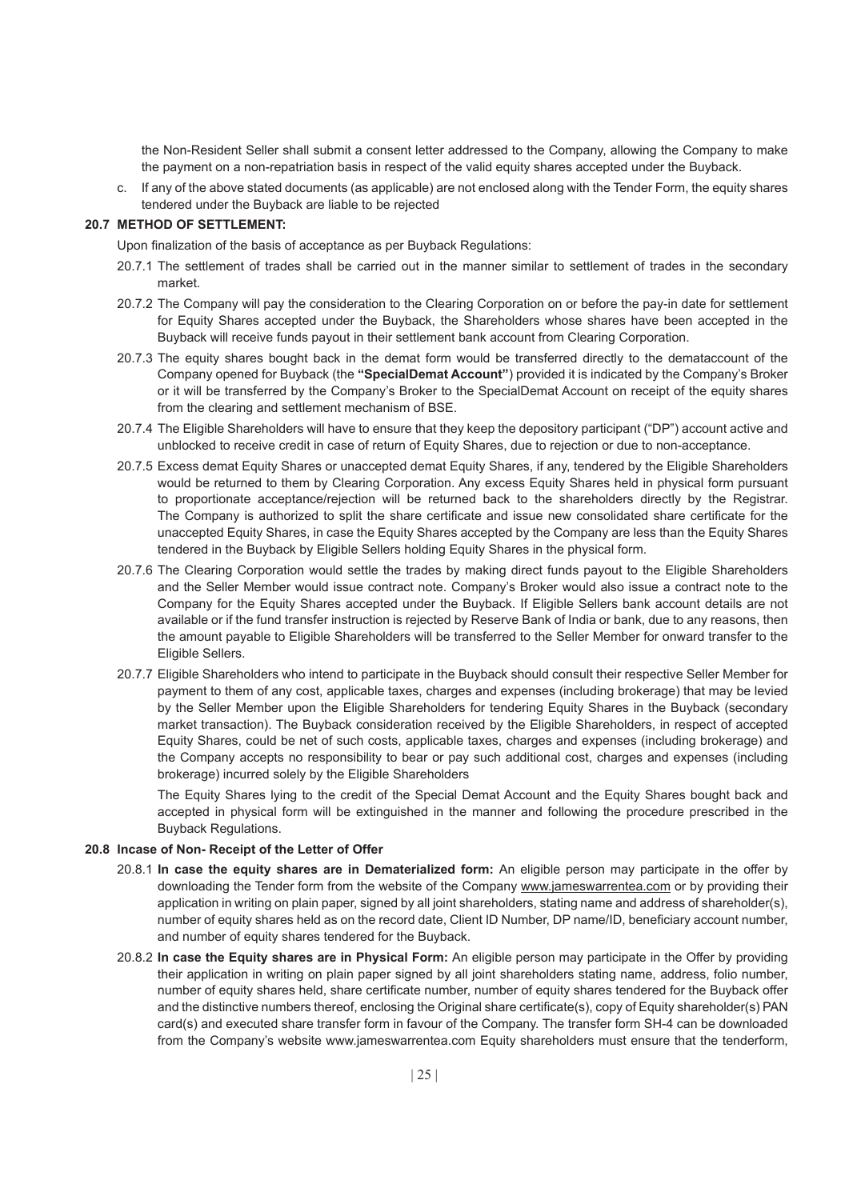the Non-Resident Seller shall submit a consent letter addressed to the Company, allowing the Company to make the payment on a non-repatriation basis in respect of the valid equity shares accepted under the Buyback.

c. If any of the above stated documents (as applicable) are not enclosed along with the Tender Form, the equity shares tendered under the Buyback are liable to be rejected

**20.7 METHOD OF SETTLEMENT:**

Upon finalization of the basis of acceptance as per Buyback Regulations:

20.7.1 The settlement of trades shall be carried out in the manner similar to settlement of trades in the secondary market.

20.7.2 The Company will pay the consideration to the Clearing Corporation on or before the pay-in date for settlement for Equity Shares accepted under the Buyback, the Shareholders whose shares have been accepted in the Buyback will receive funds payout in their settlement bank account from Clearing Corporation.

20.7.3 The equity shares bought back in the demat form would be transferred directly to the demataccount of the Company opened for Buyback (the **"SpecialDemat Account"**) provided it is indicated by the Company's Broker or it will be transferred by the Company's Broker to the SpecialDemat Account on receipt of the equity shares from the clearing and settlement mechanism of BSE.

20.7.4 The Eligible Shareholders will have to ensure that they keep the depository participant ("DP") account active and unblocked to receive credit in case of return of Equity Shares, due to rejection or due to non-acceptance.

20.7.5 Excess demat Equity Shares or unaccepted demat Equity Shares, if any, tendered by the Eligible Shareholders would be returned to them by Clearing Corporation. Any excess Equity Shares held in physical form pursuant to proportionate acceptance/rejection will be returned back to the shareholders directly by the Registrar. The Company is authorized to split the share certificate and issue new consolidated share certificate for the unaccepted Equity Shares, in case the Equity Shares accepted by the Company are less than the Equity Shares tendered in the Buyback by Eligible Sellers holding Equity Shares in the physical form.

20.7.6 The Clearing Corporation would settle the trades by making direct funds payout to the Eligible Shareholders and the Seller Member would issue contract note. Company's Broker would also issue a contract note to the Company for the Equity Shares accepted under the Buyback. If Eligible Sellers bank account details are not available or if the fund transfer instruction is rejected by Reserve Bank of India or bank, due to any reasons, then the amount payable to Eligible Shareholders will be transferred to the Seller Member for onward transfer to the Eligible Sellers.

20.7.7 Eligible Shareholders who intend to participate in the Buyback should consult their respective Seller Member for payment to them of any cost, applicable taxes, charges and expenses (including brokerage) that may be levied by the Seller Member upon the Eligible Shareholders for tendering Equity Shares in the Buyback (secondary market transaction). The Buyback consideration received by the Eligible Shareholders, in respect of accepted Equity Shares, could be net of such costs, applicable taxes, charges and expenses (including brokerage) and the Company accepts no responsibility to bear or pay such additional cost, charges and expenses (including brokerage) incurred solely by the Eligible Shareholders

The Equity Shares lying to the credit of the Special Demat Account and the Equity Shares bought back and accepted in physical form will be extinguished in the manner and following the procedure prescribed in the Buyback Regulations.

**20.8 Incase of Non- Receipt of the Letter of Offer**

20.8.1 **In case the equity shares are in Dematerialized form:** An eligible person may participate in the offer by downloading the Tender form from the website of the Company www.jameswarrentea.com or by providing their application in writing on plain paper, signed by all joint shareholders, stating name and address of shareholder(s), number of equity shares held as on the record date, Client ID Number, DP name/ID, beneficiary account number, and number of equity shares tendered for the Buyback.

20.8.2 **In case the Equity shares are in Physical Form:** An eligible person may participate in the Offer by providing their application in writing on plain paper signed by all joint shareholders stating name, address, folio number, number of equity shares held, share certificate number, number of equity shares tendered for the Buyback offer and the distinctive numbers thereof, enclosing the Original share certificate(s), copy of Equity shareholder(s) PAN card(s) and executed share transfer form in favour of the Company. The transfer form SH-4 can be downloaded from the Company's website www.jameswarrentea.com Equity shareholders must ensure that the tenderform,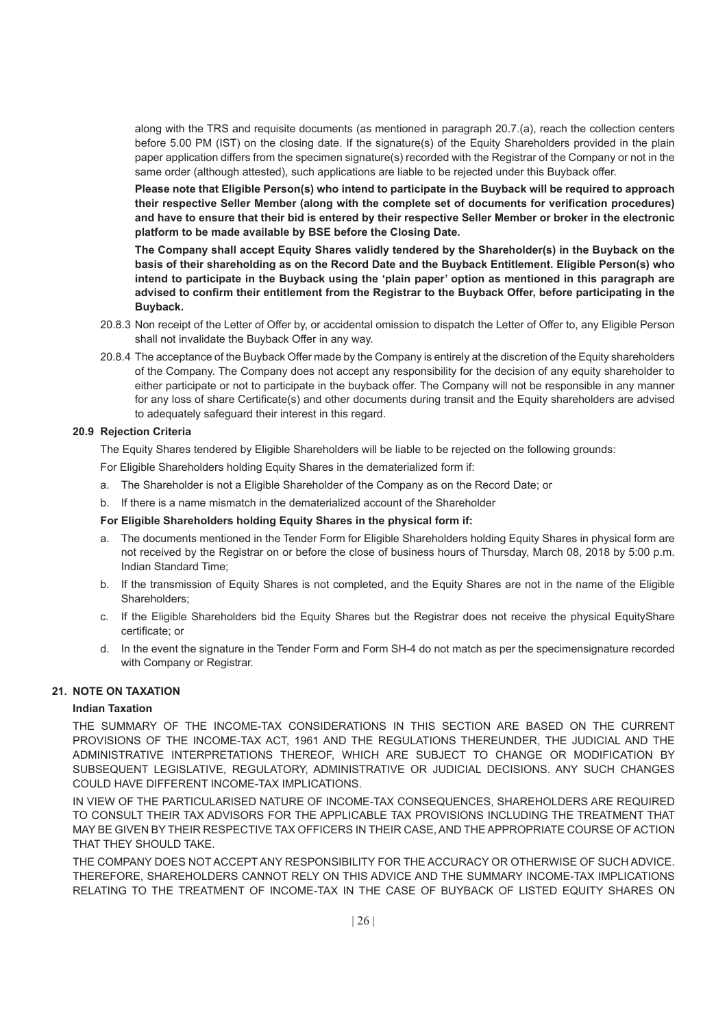along with the TRS and requisite documents (as mentioned in paragraph 20.7.(a), reach the collection centers before 5.00 PM (IST) on the closing date. If the signature(s) of the Equity Shareholders provided in the plain paper application differs from the specimen signature(s) recorded with the Registrar of the Company or not in the same order (although attested), such applications are liable to be rejected under this Buyback offer.

**Please note that Eligible Person(s) who intend to participate in the Buyback will be required to approach their respective Seller Member (along with the complete set of documents for verification procedures) and have to ensure that their bid is entered by their respective Seller Member or broker in the electronic platform to be made available by BSE before the Closing Date.**

**The Company shall accept Equity Shares validly tendered by the Shareholder(s) in the Buyback on the basis of their shareholding as on the Record Date and the Buyback Entitlement. Eligible Person(s) who intend to participate in the Buyback using the 'plain paper' option as mentioned in this paragraph are advised to confirm their entitlement from the Registrar to the Buyback Offer, before participating in the Buyback.**

20.8.3 Non receipt of the Letter of Offer by, or accidental omission to dispatch the Letter of Offer to, any Eligible Person shall not invalidate the Buyback Offer in any way.

20.8.4 The acceptance of the Buyback Offer made by the Company is entirely at the discretion of the Equity shareholders of the Company. The Company does not accept any responsibility for the decision of any equity shareholder to either participate or not to participate in the buyback offer. The Company will not be responsible in any manner for any loss of share Certificate(s) and other documents during transit and the Equity shareholders are advised to adequately safeguard their interest in this regard.

### 20.9 Rejection Criteria

The Equity Shares tendered by Eligible Shareholders will be liable to be rejected on the following grounds:

For Eligible Shareholders holding Equity Shares in the dematerialized form if:

a. The Shareholder is not a Eligible Shareholder of the Company as on the Record Date; or

b. If there is a name mismatch in the dematerialized account of the Shareholder

**For Eligible Shareholders holding Equity Shares in the physical form if:**

a. The documents mentioned in the Tender Form for Eligible Shareholders holding Equity Shares in physical form are not received by the Registrar on or before the close of business hours of Thursday, March 08, 2018 by 5:00 p.m. Indian Standard Time;

b. If the transmission of Equity Shares is not completed, and the Equity Shares are not in the name of the Eligible Shareholders;

c. If the Eligible Shareholders bid the Equity Shares but the Registrar does not receive the physical EquityShare certificate; or

d. In the event the signature in the Tender Form and Form SH-4 do not match as per the specimensignature recorded with Company or Registrar.

## 21. NOTE ON TAXATION

### Indian Taxation

THE SUMMARY OF THE INCOME-TAX CONSIDERATIONS IN THIS SECTION ARE BASED ON THE CURRENT PROVISIONS OF THE INCOME-TAX ACT, 1961 AND THE REGULATIONS THEREUNDER, THE JUDICIAL AND THE ADMINISTRATIVE INTERPRETATIONS THEREOF, WHICH ARE SUBJECT TO CHANGE OR MODIFICATION BY SUBSEQUENT LEGISLATIVE, REGULATORY, ADMINISTRATIVE OR JUDICIAL DECISIONS. ANY SUCH CHANGES COULD HAVE DIFFERENT INCOME-TAX IMPLICATIONS.

IN VIEW OF THE PARTICULARISED NATURE OF INCOME-TAX CONSEQUENCES, SHAREHOLDERS ARE REQUIRED TO CONSULT THEIR TAX ADVISORS FOR THE APPLICABLE TAX PROVISIONS INCLUDING THE TREATMENT THAT MAY BE GIVEN BY THEIR RESPECTIVE TAX OFFICERS IN THEIR CASE, AND THE APPROPRIATE COURSE OF ACTION THAT THEY SHOULD TAKE.

THE COMPANY DOES NOT ACCEPT ANY RESPONSIBILITY FOR THE ACCURACY OR OTHERWISE OF SUCH ADVICE. THEREFORE, SHAREHOLDERS CANNOT RELY ON THIS ADVICE AND THE SUMMARY INCOME-TAX IMPLICATIONS RELATING TO THE TREATMENT OF INCOME-TAX IN THE CASE OF BUYBACK OF LISTED EQUITY SHARES ON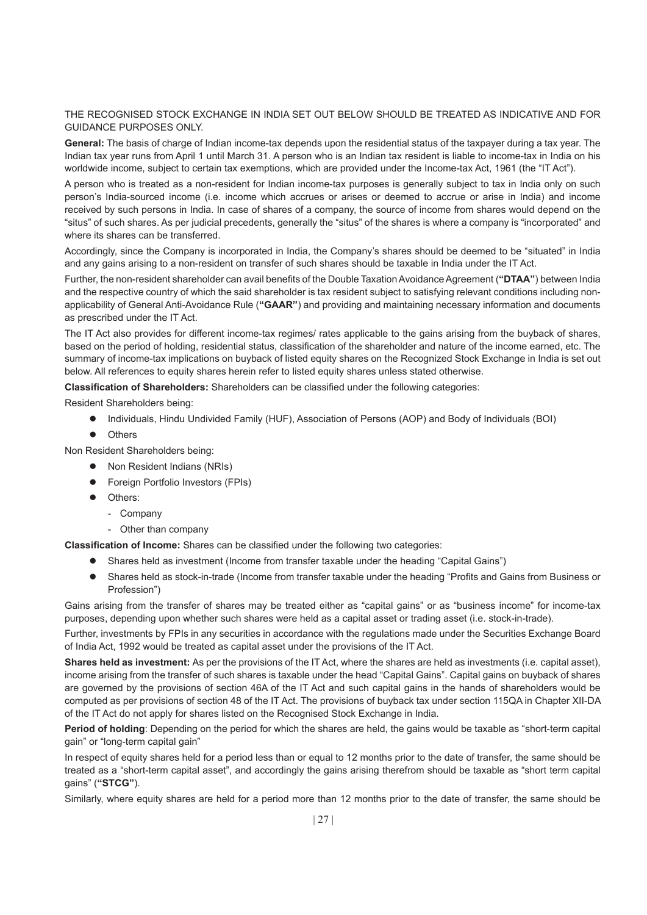THE RECOGNISED STOCK EXCHANGE IN INDIA SET OUT BELOW SHOULD BE TREATED AS INDICATIVE AND FOR GUIDANCE PURPOSES ONLY.

**General:** The basis of charge of Indian income-tax depends upon the residential status of the taxpayer during a tax year. The Indian tax year runs from April 1 until March 31. A person who is an Indian tax resident is liable to income-tax in India on his worldwide income, subject to certain tax exemptions, which are provided under the Income-tax Act, 1961 (the "IT Act").

A person who is treated as a non-resident for Indian income-tax purposes is generally subject to tax in India only on such person's India-sourced income (i.e. income which accrues or arises or deemed to accrue or arise in India) and income received by such persons in India. In case of shares of a company, the source of income from shares would depend on the "situs" of such shares. As per judicial precedents, generally the "situs" of the shares is where a company is "incorporated" and where its shares can be transferred.

Accordingly, since the Company is incorporated in India, the Company's shares should be deemed to be "situated" in India and any gains arising to a non-resident on transfer of such shares should be taxable in India under the IT Act.

Further, the non-resident shareholder can avail benefits of the Double Taxation Avoidance Agreement (**"DTAA"**) between India and the respective country of which the said shareholder is tax resident subject to satisfying relevant conditions including non-applicability of General Anti-Avoidance Rule (**"GAAR"**) and providing and maintaining necessary information and documents as prescribed under the IT Act.

The IT Act also provides for different income-tax regimes/ rates applicable to the gains arising from the buyback of shares, based on the period of holding, residential status, classification of the shareholder and nature of the income earned, etc. The summary of income-tax implications on buyback of listed equity shares on the Recognized Stock Exchange in India is set out below. All references to equity shares herein refer to listed equity shares unless stated otherwise.

**Classification of Shareholders:** Shareholders can be classified under the following categories:

Resident Shareholders being:

- Individuals, Hindu Undivided Family (HUF), Association of Persons (AOP) and Body of Individuals (BOI)
- Others

Non Resident Shareholders being:

- Non Resident Indians (NRIs)
- Foreign Portfolio Investors (FPIs)
- Others:
  - Company
  - Other than company

**Classification of Income:** Shares can be classified under the following two categories:

- Shares held as investment (Income from transfer taxable under the heading "Capital Gains")
- Shares held as stock-in-trade (Income from transfer taxable under the heading "Profits and Gains from Business or Profession")

Gains arising from the transfer of shares may be treated either as "capital gains" or as "business income" for income-tax purposes, depending upon whether such shares were held as a capital asset or trading asset (i.e. stock-in-trade).

Further, investments by FPIs in any securities in accordance with the regulations made under the Securities Exchange Board of India Act, 1992 would be treated as capital asset under the provisions of the IT Act.

**Shares held as investment:** As per the provisions of the IT Act, where the shares are held as investments (i.e. capital asset), income arising from the transfer of such shares is taxable under the head "Capital Gains". Capital gains on buyback of shares are governed by the provisions of section 46A of the IT Act and such capital gains in the hands of shareholders would be computed as per provisions of section 48 of the IT Act. The provisions of buyback tax under section 115QA in Chapter XII-DA of the IT Act do not apply for shares listed on the Recognised Stock Exchange in India.

**Period of holding**: Depending on the period for which the shares are held, the gains would be taxable as "short-term capital gain" or "long-term capital gain"

In respect of equity shares held for a period less than or equal to 12 months prior to the date of transfer, the same should be treated as a "short-term capital asset", and accordingly the gains arising therefrom should be taxable as "short term capital gains" (**"STCG"**).

Similarly, where equity shares are held for a period more than 12 months prior to the date of transfer, the same should be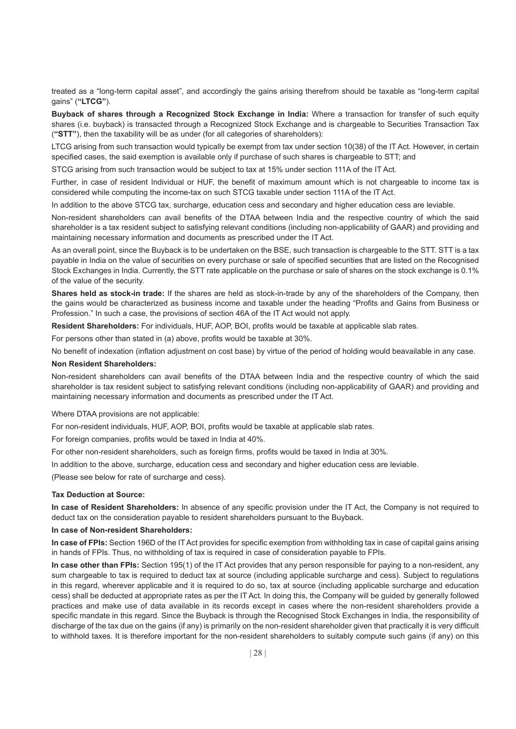treated as a "long-term capital asset", and accordingly the gains arising therefrom should be taxable as "long-term capital gains" (**"LTCG"**).

**Buyback of shares through a Recognized Stock Exchange in India:** Where a transaction for transfer of such equity shares (i.e. buyback) is transacted through a Recognized Stock Exchange and is chargeable to Securities Transaction Tax (**"STT"**), then the taxability will be as under (for all categories of shareholders):

LTCG arising from such transaction would typically be exempt from tax under section 10(38) of the IT Act. However, in certain specified cases, the said exemption is available only if purchase of such shares is chargeable to STT; and

STCG arising from such transaction would be subject to tax at 15% under section 111A of the IT Act.

Further, in case of resident Individual or HUF, the benefit of maximum amount which is not chargeable to income tax is considered while computing the income-tax on such STCG taxable under section 111A of the IT Act.

In addition to the above STCG tax, surcharge, education cess and secondary and higher education cess are leviable.

Non-resident shareholders can avail benefits of the DTAA between India and the respective country of which the said shareholder is a tax resident subject to satisfying relevant conditions (including non-applicability of GAAR) and providing and maintaining necessary information and documents as prescribed under the IT Act.

As an overall point, since the Buyback is to be undertaken on the BSE, such transaction is chargeable to the STT. STT is a tax payable in India on the value of securities on every purchase or sale of specified securities that are listed on the Recognised Stock Exchanges in India. Currently, the STT rate applicable on the purchase or sale of shares on the stock exchange is 0.1% of the value of the security.

**Shares held as stock-in trade:** If the shares are held as stock-in-trade by any of the shareholders of the Company, then the gains would be characterized as business income and taxable under the heading "Profits and Gains from Business or Profession." In such a case, the provisions of section 46A of the IT Act would not apply.

**Resident Shareholders:** For individuals, HUF, AOP, BOI, profits would be taxable at applicable slab rates.

For persons other than stated in (a) above, profits would be taxable at 30%.

No benefit of indexation (inflation adjustment on cost base) by virtue of the period of holding would beavailable in any case.

**Non Resident Shareholders:**

Non-resident shareholders can avail benefits of the DTAA between India and the respective country of which the said shareholder is tax resident subject to satisfying relevant conditions (including non-applicability of GAAR) and providing and maintaining necessary information and documents as prescribed under the IT Act.

Where DTAA provisions are not applicable:

For non-resident individuals, HUF, AOP, BOI, profits would be taxable at applicable slab rates.

For foreign companies, profits would be taxed in India at 40%.

For other non-resident shareholders, such as foreign firms, profits would be taxed in India at 30%.

In addition to the above, surcharge, education cess and secondary and higher education cess are leviable.

(Please see below for rate of surcharge and cess).

**Tax Deduction at Source:**

**In case of Resident Shareholders:** In absence of any specific provision under the IT Act, the Company is not required to deduct tax on the consideration payable to resident shareholders pursuant to the Buyback.

**In case of Non-resident Shareholders:**

**In case of FPIs:** Section 196D of the IT Act provides for specific exemption from withholding tax in case of capital gains arising in hands of FPIs. Thus, no withholding of tax is required in case of consideration payable to FPIs.

**In case other than FPIs:** Section 195(1) of the IT Act provides that any person responsible for paying to a non-resident, any sum chargeable to tax is required to deduct tax at source (including applicable surcharge and cess). Subject to regulations in this regard, wherever applicable and it is required to do so, tax at source (including applicable surcharge and education cess) shall be deducted at appropriate rates as per the IT Act. In doing this, the Company will be guided by generally followed practices and make use of data available in its records except in cases where the non-resident shareholders provide a specific mandate in this regard. Since the Buyback is through the Recognised Stock Exchanges in India, the responsibility of discharge of the tax due on the gains (if any) is primarily on the non-resident shareholder given that practically it is very difficult to withhold taxes. It is therefore important for the non-resident shareholders to suitably compute such gains (if any) on this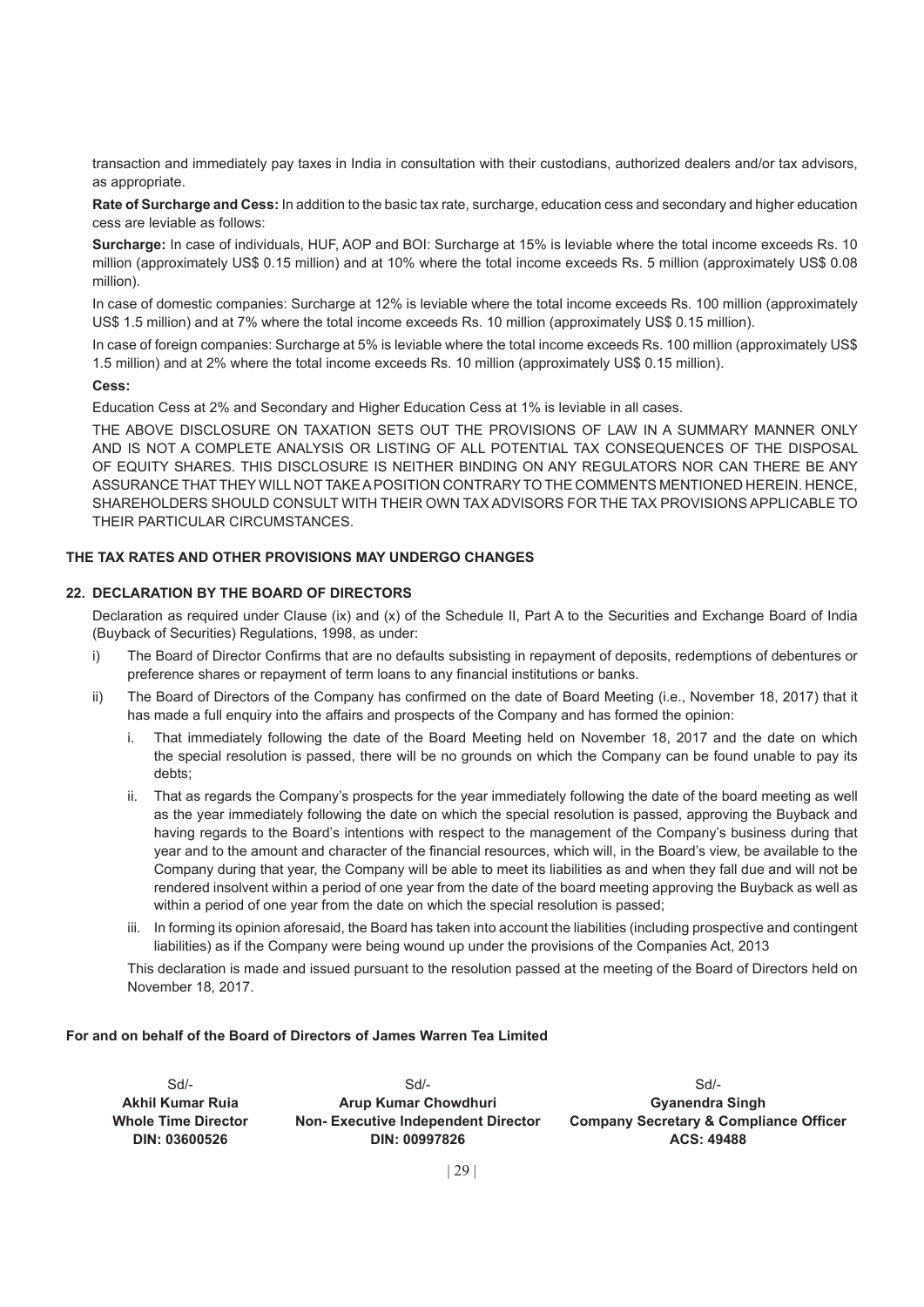transaction and immediately pay taxes in India in consultation with their custodians, authorized dealers and/or tax advisors, as appropriate.

**Rate of Surcharge and Cess:** In addition to the basic tax rate, surcharge, education cess and secondary and higher education cess are leviable as follows:

**Surcharge:** In case of individuals, HUF, AOP and BOI: Surcharge at 15% is leviable where the total income exceeds Rs. 10 million (approximately US$ 0.15 million) and at 10% where the total income exceeds Rs. 5 million (approximately US$ 0.08 million).

In case of domestic companies: Surcharge at 12% is leviable where the total income exceeds Rs. 100 million (approximately US$ 1.5 million) and at 7% where the total income exceeds Rs. 10 million (approximately US$ 0.15 million).

In case of foreign companies: Surcharge at 5% is leviable where the total income exceeds Rs. 100 million (approximately US$ 1.5 million) and at 2% where the total income exceeds Rs. 10 million (approximately US$ 0.15 million).

**Cess:**

Education Cess at 2% and Secondary and Higher Education Cess at 1% is leviable in all cases.

THE ABOVE DISCLOSURE ON TAXATION SETS OUT THE PROVISIONS OF LAW IN A SUMMARY MANNER ONLY AND IS NOT A COMPLETE ANALYSIS OR LISTING OF ALL POTENTIAL TAX CONSEQUENCES OF THE DISPOSAL OF EQUITY SHARES. THIS DISCLOSURE IS NEITHER BINDING ON ANY REGULATORS NOR CAN THERE BE ANY ASSURANCE THAT THEY WILL NOT TAKE A POSITION CONTRARY TO THE COMMENTS MENTIONED HEREIN. HENCE, SHAREHOLDERS SHOULD CONSULT WITH THEIR OWN TAX ADVISORS FOR THE TAX PROVISIONS APPLICABLE TO THEIR PARTICULAR CIRCUMSTANCES.

**THE TAX RATES AND OTHER PROVISIONS MAY UNDERGO CHANGES**

## 22. DECLARATION BY THE BOARD OF DIRECTORS

Declaration as required under Clause (ix) and (x) of the Schedule II, Part A to the Securities and Exchange Board of India (Buyback of Securities) Regulations, 1998, as under:

i) The Board of Director Confirms that are no defaults subsisting in repayment of deposits, redemptions of debentures or preference shares or repayment of term loans to any financial institutions or banks.

ii) The Board of Directors of the Company has confirmed on the date of Board Meeting (i.e., November 18, 2017) that it has made a full enquiry into the affairs and prospects of the Company and has formed the opinion:

   i. That immediately following the date of the Board Meeting held on November 18, 2017 and the date on which the special resolution is passed, there will be no grounds on which the Company can be found unable to pay its debts;

   ii. That as regards the Company's prospects for the year immediately following the date of the board meeting as well as the year immediately following the date on which the special resolution is passed, approving the Buyback and having regards to the Board's intentions with respect to the management of the Company's business during that year and to the amount and character of the financial resources, which will, in the Board's view, be available to the Company during that year, the Company will be able to meet its liabilities as and when they fall due and will not be rendered insolvent within a period of one year from the date of the board meeting approving the Buyback as well as within a period of one year from the date on which the special resolution is passed;

   iii. In forming its opinion aforesaid, the Board has taken into account the liabilities (including prospective and contingent liabilities) as if the Company were being wound up under the provisions of the Companies Act, 2013

This declaration is made and issued pursuant to the resolution passed at the meeting of the Board of Directors held on November 18, 2017.

**For and on behalf of the Board of Directors of James Warren Tea Limited**

| | | |
|---|---|---|
| Sd/- | Sd/- | Sd/- |
| **Akhil Kumar Ruia** | **Arup Kumar Chowdhuri** | **Gyanendra Singh** |
| **Whole Time Director** | **Non- Executive Independent Director** | **Company Secretary & Compliance Officer** |
| **DIN: 03600526** | **DIN: 00997826** | **ACS: 49488** |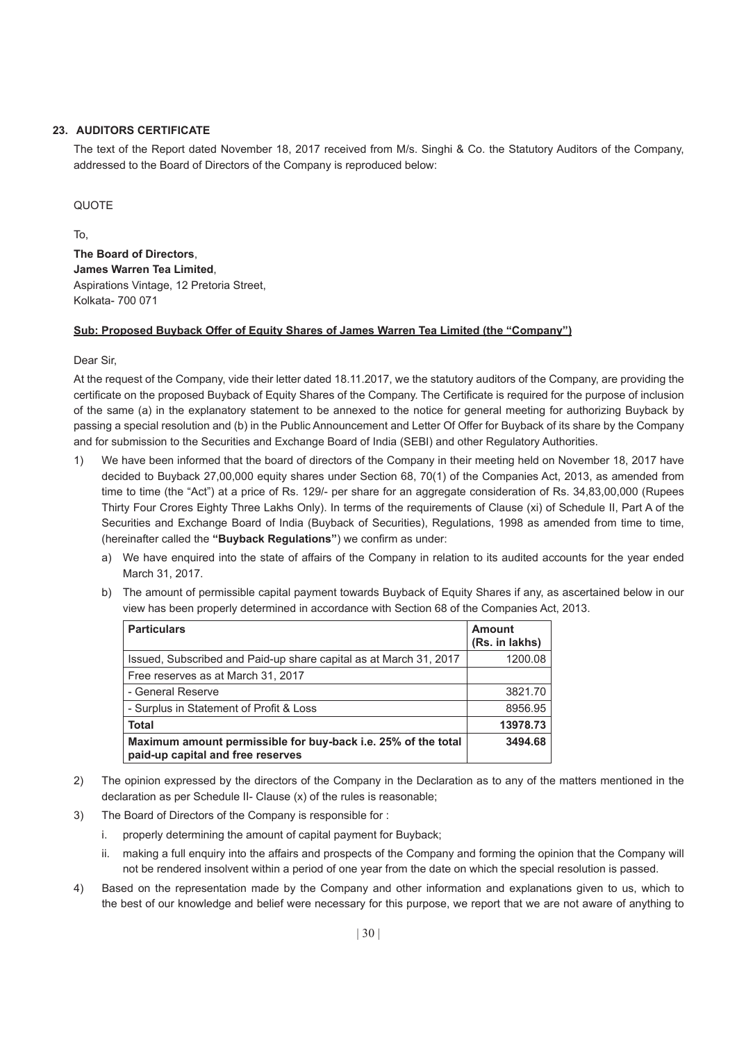## 23. AUDITORS CERTIFICATE

The text of the Report dated November 18, 2017 received from M/s. Singhi & Co. the Statutory Auditors of the Company, addressed to the Board of Directors of the Company is reproduced below:

QUOTE

To,

**The Board of Directors**,
**James Warren Tea Limited**,
Aspirations Vintage, 12 Pretoria Street,
Kolkata- 700 071

**Sub: Proposed Buyback Offer of Equity Shares of James Warren Tea Limited (the "Company")**

Dear Sir,

At the request of the Company, vide their letter dated 18.11.2017, we the statutory auditors of the Company, are providing the certificate on the proposed Buyback of Equity Shares of the Company. The Certificate is required for the purpose of inclusion of the same (a) in the explanatory statement to be annexed to the notice for general meeting for authorizing Buyback by passing a special resolution and (b) in the Public Announcement and Letter Of Offer for Buyback of its share by the Company and for submission to the Securities and Exchange Board of India (SEBI) and other Regulatory Authorities.

1) We have been informed that the board of directors of the Company in their meeting held on November 18, 2017 have decided to Buyback 27,00,000 equity shares under Section 68, 70(1) of the Companies Act, 2013, as amended from time to time (the "Act") at a price of Rs. 129/- per share for an aggregate consideration of Rs. 34,83,00,000 (Rupees Thirty Four Crores Eighty Three Lakhs Only). In terms of the requirements of Clause (xi) of Schedule II, Part A of the Securities and Exchange Board of India (Buyback of Securities), Regulations, 1998 as amended from time to time, (hereinafter called the **"Buyback Regulations"**) we confirm as under:

   a) We have enquired into the state of affairs of the Company in relation to its audited accounts for the year ended March 31, 2017.

   b) The amount of permissible capital payment towards Buyback of Equity Shares if any, as ascertained below in our view has been properly determined in accordance with Section 68 of the Companies Act, 2013.

| **Particulars** | **Amount (Rs. in lakhs)** |
|---|---|
| Issued, Subscribed and Paid-up share capital as at March 31, 2017 | 1200.08 |
| Free reserves as at March 31, 2017 | |
| - General Reserve | 3821.70 |
| - Surplus in Statement of Profit & Loss | 8956.95 |
| **Total** | **13978.73** |
| **Maximum amount permissible for buy-back i.e. 25% of the total paid-up capital and free reserves** | **3494.68** |

2) The opinion expressed by the directors of the Company in the Declaration as to any of the matters mentioned in the declaration as per Schedule II- Clause (x) of the rules is reasonable;

3) The Board of Directors of the Company is responsible for :

   i. properly determining the amount of capital payment for Buyback;

   ii. making a full enquiry into the affairs and prospects of the Company and forming the opinion that the Company will not be rendered insolvent within a period of one year from the date on which the special resolution is passed.

4) Based on the representation made by the Company and other information and explanations given to us, which to the best of our knowledge and belief were necessary for this purpose, we report that we are not aware of anything to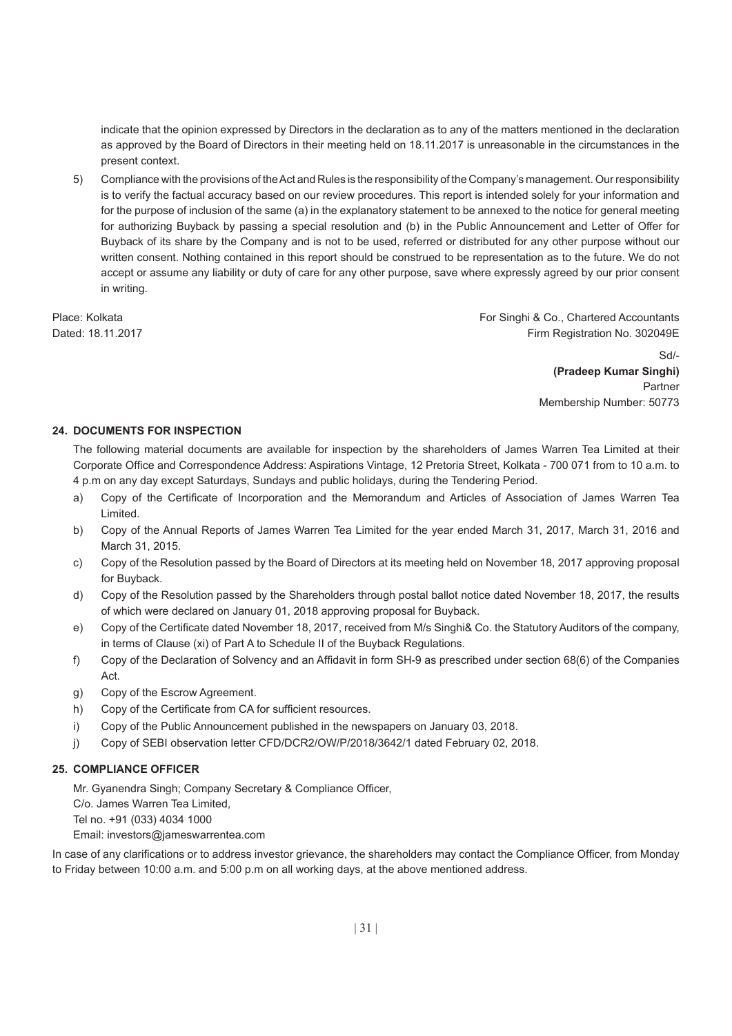indicate that the opinion expressed by Directors in the declaration as to any of the matters mentioned in the declaration as approved by the Board of Directors in their meeting held on 18.11.2017 is unreasonable in the circumstances in the present context.

5) Compliance with the provisions of the Act and Rules is the responsibility of the Company's management. Our responsibility is to verify the factual accuracy based on our review procedures. This report is intended solely for your information and for the purpose of inclusion of the same (a) in the explanatory statement to be annexed to the notice for general meeting for authorizing Buyback by passing a special resolution and (b) in the Public Announcement and Letter of Offer for Buyback of its share by the Company and is not to be used, referred or distributed for any other purpose without our written consent. Nothing contained in this report should be construed to be representation as to the future. We do not accept or assume any liability or duty of care for any other purpose, save where expressly agreed by our prior consent in writing.

Place: Kolkata
Dated: 18.11.2017

For Singhi & Co., Chartered Accountants
Firm Registration No. 302049E

Sd/-
**(Pradeep Kumar Singhi)**
Partner
Membership Number: 50773

## 24. DOCUMENTS FOR INSPECTION

The following material documents are available for inspection by the shareholders of James Warren Tea Limited at their Corporate Office and Correspondence Address: Aspirations Vintage, 12 Pretoria Street, Kolkata - 700 071 from to 10 a.m. to 4 p.m on any day except Saturdays, Sundays and public holidays, during the Tendering Period.

a) Copy of the Certificate of Incorporation and the Memorandum and Articles of Association of James Warren Tea Limited.
b) Copy of the Annual Reports of James Warren Tea Limited for the year ended March 31, 2017, March 31, 2016 and March 31, 2015.
c) Copy of the Resolution passed by the Board of Directors at its meeting held on November 18, 2017 approving proposal for Buyback.
d) Copy of the Resolution passed by the Shareholders through postal ballot notice dated November 18, 2017, the results of which were declared on January 01, 2018 approving proposal for Buyback.
e) Copy of the Certificate dated November 18, 2017, received from M/s Singhi& Co. the Statutory Auditors of the company, in terms of Clause (xi) of Part A to Schedule II of the Buyback Regulations.
f) Copy of the Declaration of Solvency and an Affidavit in form SH-9 as prescribed under section 68(6) of the Companies Act.
g) Copy of the Escrow Agreement.
h) Copy of the Certificate from CA for sufficient resources.
i) Copy of the Public Announcement published in the newspapers on January 03, 2018.
j) Copy of SEBI observation letter CFD/DCR2/OW/P/2018/3642/1 dated February 02, 2018.

## 25. COMPLIANCE OFFICER

Mr. Gyanendra Singh; Company Secretary & Compliance Officer,
C/o. James Warren Tea Limited,
Tel no. +91 (033) 4034 1000
Email: investors@jameswarrentea.com

In case of any clarifications or to address investor grievance, the shareholders may contact the Compliance Officer, from Monday to Friday between 10:00 a.m. and 5:00 p.m on all working days, at the above mentioned address.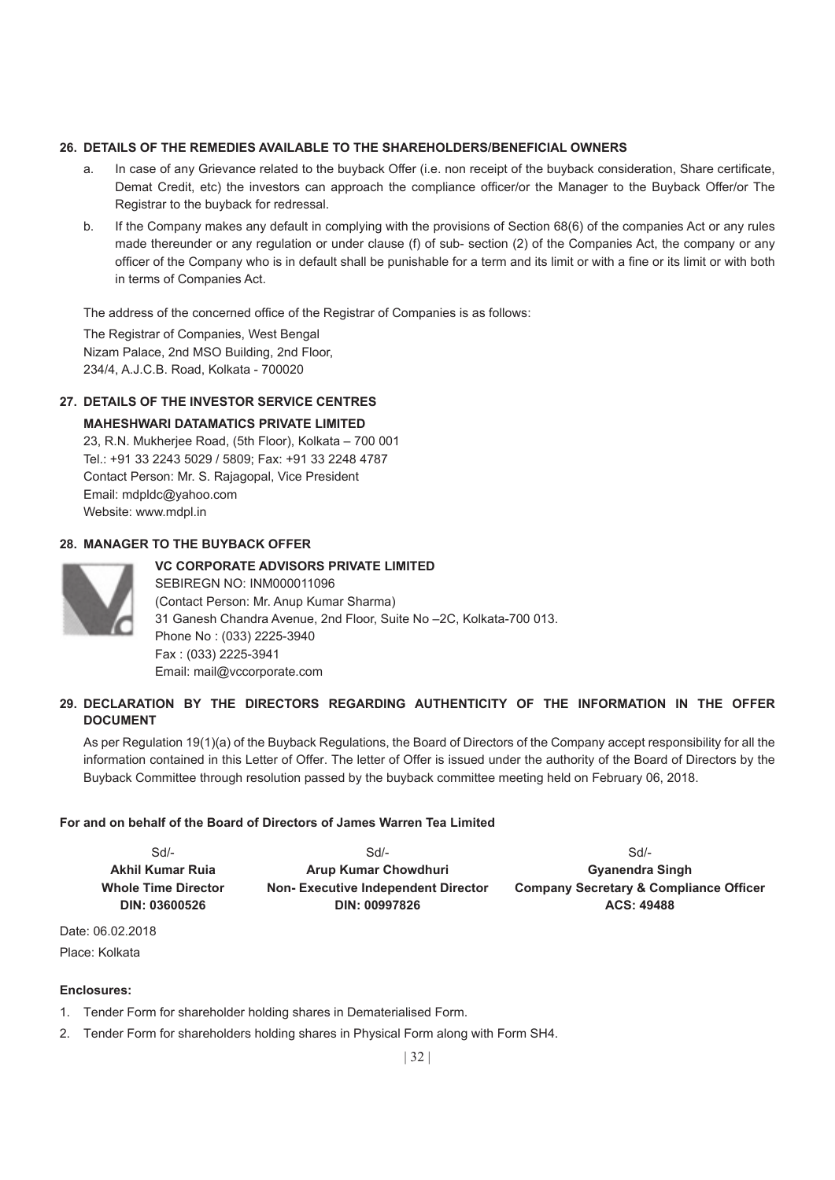## 26. DETAILS OF THE REMEDIES AVAILABLE TO THE SHAREHOLDERS/BENEFICIAL OWNERS

a. In case of any Grievance related to the buyback Offer (i.e. non receipt of the buyback consideration, Share certificate, Demat Credit, etc) the investors can approach the compliance officer/or the Manager to the Buyback Offer/or The Registrar to the buyback for redressal.

b. If the Company makes any default in complying with the provisions of Section 68(6) of the companies Act or any rules made thereunder or any regulation or under clause (f) of sub- section (2) of the Companies Act, the company or any officer of the Company who is in default shall be punishable for a term and its limit or with a fine or its limit or with both in terms of Companies Act.

The address of the concerned office of the Registrar of Companies is as follows:

The Registrar of Companies, West Bengal
Nizam Palace, 2nd MSO Building, 2nd Floor,
234/4, A.J.C.B. Road, Kolkata - 700020

## 27. DETAILS OF THE INVESTOR SERVICE CENTRES

**MAHESHWARI DATAMATICS PRIVATE LIMITED**
23, R.N. Mukherjee Road, (5th Floor), Kolkata – 700 001
Tel.: +91 33 2243 5029 / 5809; Fax: +91 33 2248 4787
Contact Person: Mr. S. Rajagopal, Vice President
Email: mdpldc@yahoo.com
Website: www.mdpl.in

## 28. MANAGER TO THE BUYBACK OFFER

**VC CORPORATE ADVISORS PRIVATE LIMITED**
SEBIREGN NO: INM000011096
(Contact Person: Mr. Anup Kumar Sharma)
31 Ganesh Chandra Avenue, 2nd Floor, Suite No –2C, Kolkata-700 013.
Phone No : (033) 2225-3940
Fax : (033) 2225-3941
Email: mail@vccorporate.com

## 29. DECLARATION BY THE DIRECTORS REGARDING AUTHENTICITY OF THE INFORMATION IN THE OFFER DOCUMENT

As per Regulation 19(1)(a) of the Buyback Regulations, the Board of Directors of the Company accept responsibility for all the information contained in this Letter of Offer. The letter of Offer is issued under the authority of the Board of Directors by the Buyback Committee through resolution passed by the buyback committee meeting held on February 06, 2018.

**For and on behalf of the Board of Directors of James Warren Tea Limited**

| | | |
|---|---|---|
| Sd/- | Sd/- | Sd/- |
| **Akhil Kumar Ruia** | **Arup Kumar Chowdhuri** | **Gyanendra Singh** |
| **Whole Time Director** | **Non- Executive Independent Director** | **Company Secretary & Compliance Officer** |
| **DIN: 03600526** | **DIN: 00997826** | **ACS: 49488** |

Date: 06.02.2018
Place: Kolkata

**Enclosures:**

1. Tender Form for shareholder holding shares in Dematerialised Form.
2. Tender Form for shareholders holding shares in Physical Form along with Form SH4.